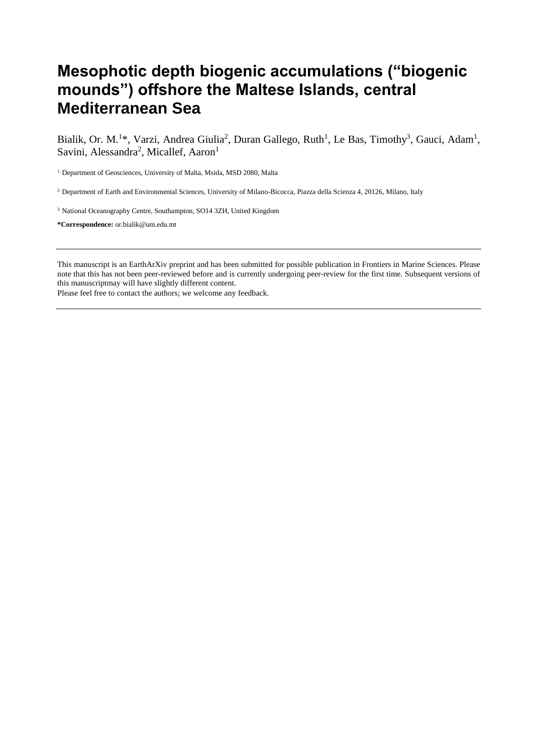# Mesophotic depth biogenic accumulations ("biogenic mounds") offshore the Maltese Islands, central Mediterranean Sea

Bialik, Or. M.[1]*, Varzi, Andrea Giulia[2], Duran Gallego, Ruth[1], Le Bas, Timothy[3], Gauci, Adam[1], Savini, Alessandra[2], Micallef, Aaron[1]

[1.] Department of Geosciences, University of Malta, Msida, MSD 2080, Malta

[2.] Department of Earth and Environmental Sciences, University of Milano-Bicocca, Piazza della Scienza 4, 20126, Milano, Italy

[3.] National Oceanography Centre, Southampton, SO14 3ZH, United Kingdom

**\*Correspondence:** or.bialik@um.edu.mt

---

This manuscript is an EarthArXiv preprint and has been submitted for possible publication in Frontiers in Marine Sciences. Please note that this has not been peer-reviewed before and is currently undergoing peer-review for the first time. Subsequent versions of this manuscriptmay will have slightly different content.

Please feel free to contact the authors; we welcome any feedback.

---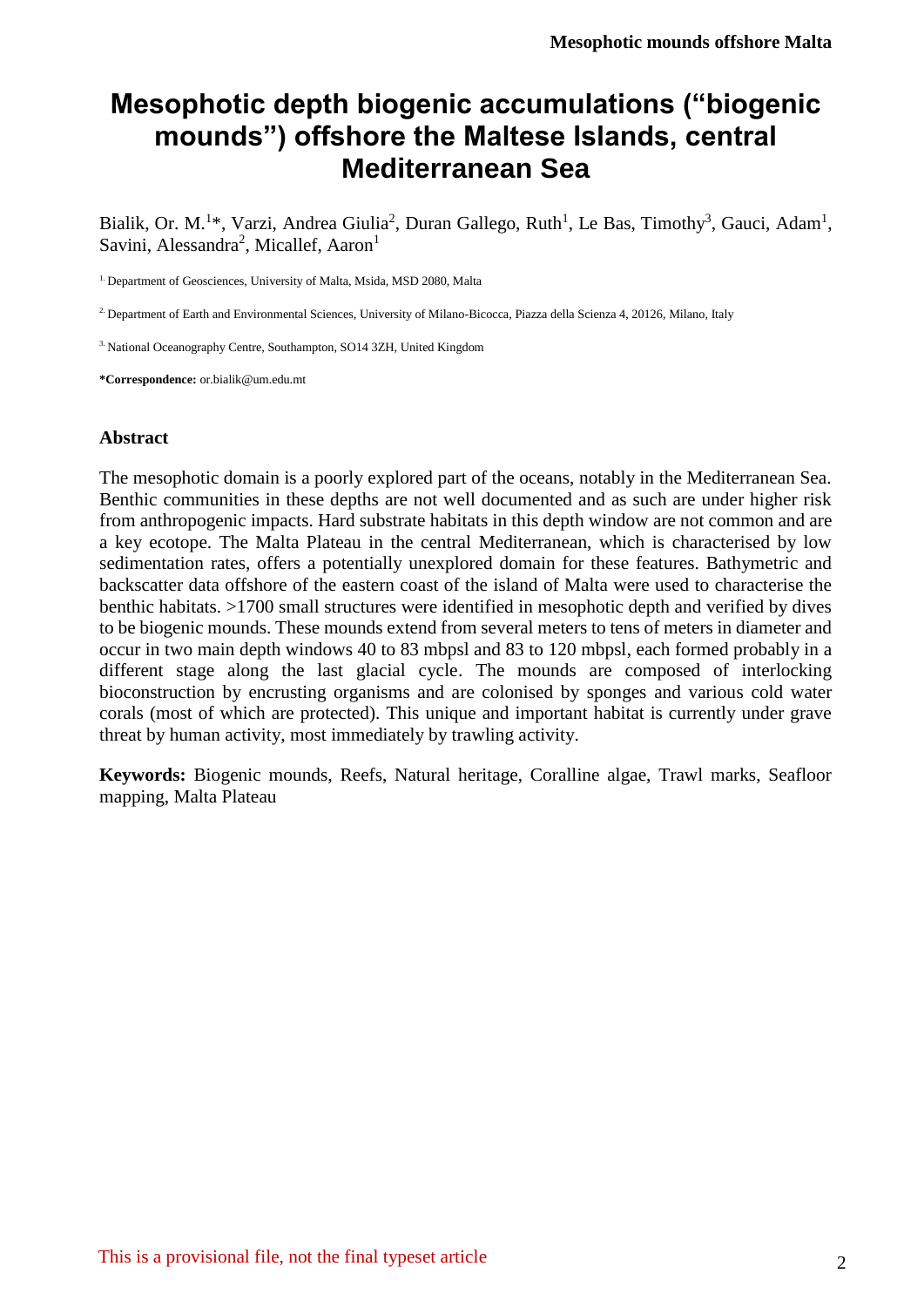# Mesophotic depth biogenic accumulations ("biogenic mounds") offshore the Maltese Islands, central Mediterranean Sea

Bialik, Or. M.[1]*, Varzi, Andrea Giulia[2], Duran Gallego, Ruth[1], Le Bas, Timothy[3], Gauci, Adam[1], Savini, Alessandra[2], Micallef, Aaron[1]

[1] Department of Geosciences, University of Malta, Msida, MSD 2080, Malta

[2] Department of Earth and Environmental Sciences, University of Milano-Bicocca, Piazza della Scienza 4, 20126, Milano, Italy

[3] National Oceanography Centre, Southampton, SO14 3ZH, United Kingdom

**\*Correspondence:** or.bialik@um.edu.mt

## Abstract

The mesophotic domain is a poorly explored part of the oceans, notably in the Mediterranean Sea. Benthic communities in these depths are not well documented and as such are under higher risk from anthropogenic impacts. Hard substrate habitats in this depth window are not common and are a key ecotope. The Malta Plateau in the central Mediterranean, which is characterised by low sedimentation rates, offers a potentially unexplored domain for these features. Bathymetric and backscatter data offshore of the eastern coast of the island of Malta were used to characterise the benthic habitats. >1700 small structures were identified in mesophotic depth and verified by dives to be biogenic mounds. These mounds extend from several meters to tens of meters in diameter and occur in two main depth windows 40 to 83 mbpsl and 83 to 120 mbpsl, each formed probably in a different stage along the last glacial cycle. The mounds are composed of interlocking bioconstruction by encrusting organisms and are colonised by sponges and various cold water corals (most of which are protected). This unique and important habitat is currently under grave threat by human activity, most immediately by trawling activity.

**Keywords:** Biogenic mounds, Reefs, Natural heritage, Coralline algae, Trawl marks, Seafloor mapping, Malta Plateau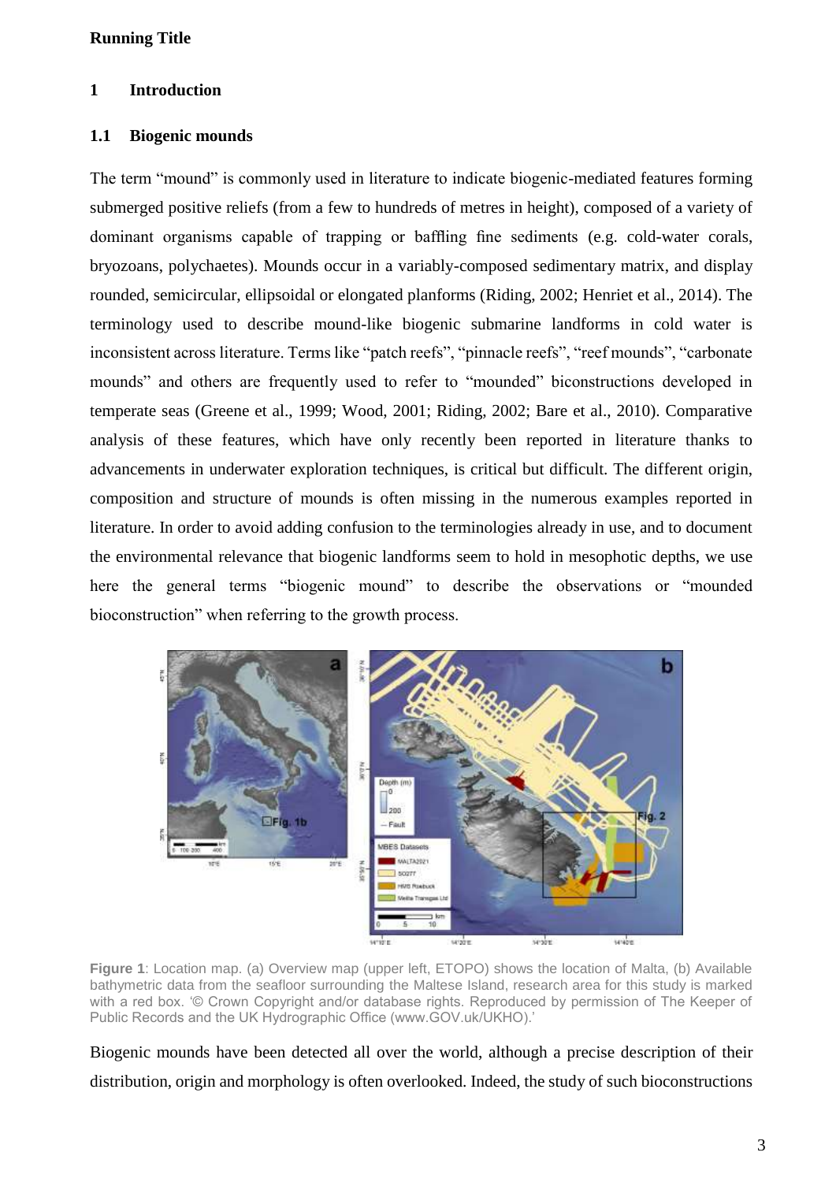## 1 Introduction

### 1.1 Biogenic mounds

The term "mound" is commonly used in literature to indicate biogenic-mediated features forming submerged positive reliefs (from a few to hundreds of metres in height), composed of a variety of dominant organisms capable of trapping or baffling fine sediments (e.g. cold-water corals, bryozoans, polychaetes). Mounds occur in a variably-composed sedimentary matrix, and display rounded, semicircular, ellipsoidal or elongated planforms (Riding, 2002; Henriet et al., 2014). The terminology used to describe mound-like biogenic submarine landforms in cold water is inconsistent across literature. Terms like "patch reefs", "pinnacle reefs", "reef mounds", "carbonate mounds" and others are frequently used to refer to "mounded" biconstructions developed in temperate seas (Greene et al., 1999; Wood, 2001; Riding, 2002; Bare et al., 2010). Comparative analysis of these features, which have only recently been reported in literature thanks to advancements in underwater exploration techniques, is critical but difficult. The different origin, composition and structure of mounds is often missing in the numerous examples reported in literature. In order to avoid adding confusion to the terminologies already in use, and to document the environmental relevance that biogenic landforms seem to hold in mesophotic depths, we use here the general terms "biogenic mound" to describe the observations or "mounded bioconstruction" when referring to the growth process.

**Figure 1**: Location map. (a) Overview map (upper left, ETOPO) shows the location of Malta, (b) Available bathymetric data from the seafloor surrounding the Maltese Island, research area for this study is marked with a red box. '© Crown Copyright and/or database rights. Reproduced by permission of The Keeper of Public Records and the UK Hydrographic Office (www.GOV.uk/UKHO).'

Biogenic mounds have been detected all over the world, although a precise description of their distribution, origin and morphology is often overlooked. Indeed, the study of such bioconstructions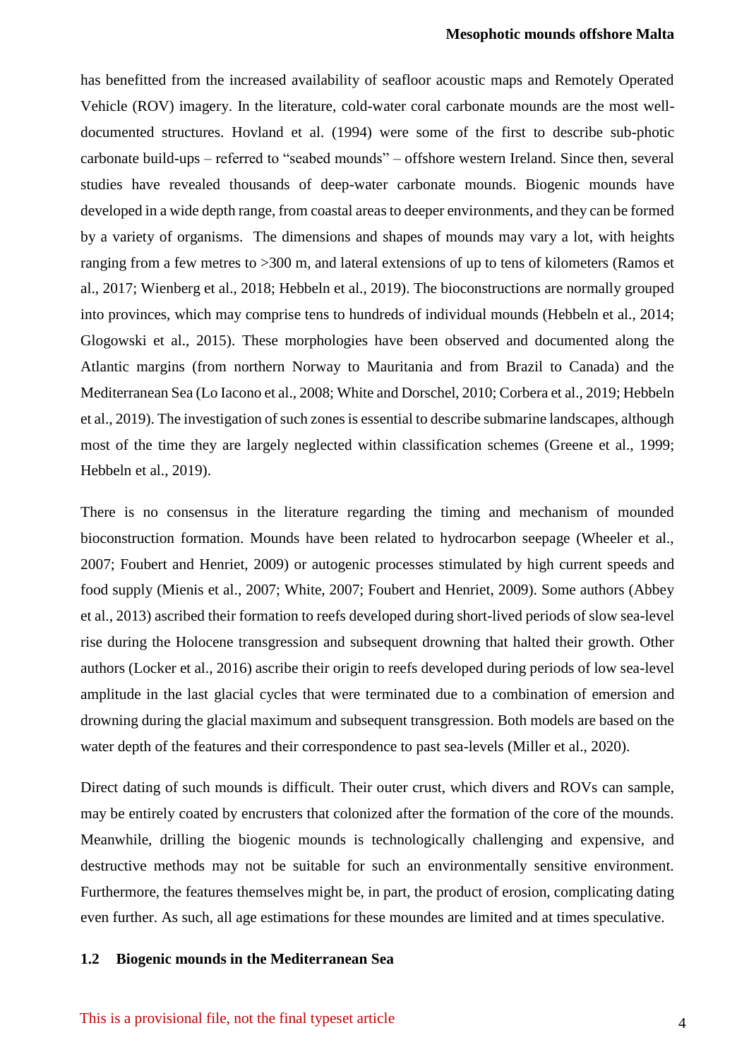has benefitted from the increased availability of seafloor acoustic maps and Remotely Operated Vehicle (ROV) imagery. In the literature, cold-water coral carbonate mounds are the most well-documented structures. Hovland et al. (1994) were some of the first to describe sub-photic carbonate build-ups – referred to "seabed mounds" – offshore western Ireland. Since then, several studies have revealed thousands of deep-water carbonate mounds. Biogenic mounds have developed in a wide depth range, from coastal areas to deeper environments, and they can be formed by a variety of organisms. The dimensions and shapes of mounds may vary a lot, with heights ranging from a few metres to >300 m, and lateral extensions of up to tens of kilometers (Ramos et al., 2017; Wienberg et al., 2018; Hebbeln et al., 2019). The bioconstructions are normally grouped into provinces, which may comprise tens to hundreds of individual mounds (Hebbeln et al., 2014; Glogowski et al., 2015). These morphologies have been observed and documented along the Atlantic margins (from northern Norway to Mauritania and from Brazil to Canada) and the Mediterranean Sea (Lo Iacono et al., 2008; White and Dorschel, 2010; Corbera et al., 2019; Hebbeln et al., 2019). The investigation of such zones is essential to describe submarine landscapes, although most of the time they are largely neglected within classification schemes (Greene et al., 1999; Hebbeln et al., 2019).

There is no consensus in the literature regarding the timing and mechanism of mounded bioconstruction formation. Mounds have been related to hydrocarbon seepage (Wheeler et al., 2007; Foubert and Henriet, 2009) or autogenic processes stimulated by high current speeds and food supply (Mienis et al., 2007; White, 2007; Foubert and Henriet, 2009). Some authors (Abbey et al., 2013) ascribed their formation to reefs developed during short-lived periods of slow sea-level rise during the Holocene transgression and subsequent drowning that halted their growth. Other authors (Locker et al., 2016) ascribe their origin to reefs developed during periods of low sea-level amplitude in the last glacial cycles that were terminated due to a combination of emersion and drowning during the glacial maximum and subsequent transgression. Both models are based on the water depth of the features and their correspondence to past sea-levels (Miller et al., 2020).

Direct dating of such mounds is difficult. Their outer crust, which divers and ROVs can sample, may be entirely coated by encrusters that colonized after the formation of the core of the mounds. Meanwhile, drilling the biogenic mounds is technologically challenging and expensive, and destructive methods may not be suitable for such an environmentally sensitive environment. Furthermore, the features themselves might be, in part, the product of erosion, complicating dating even further. As such, all age estimations for these moundes are limited and at times speculative.

### 1.2 Biogenic mounds in the Mediterranean Sea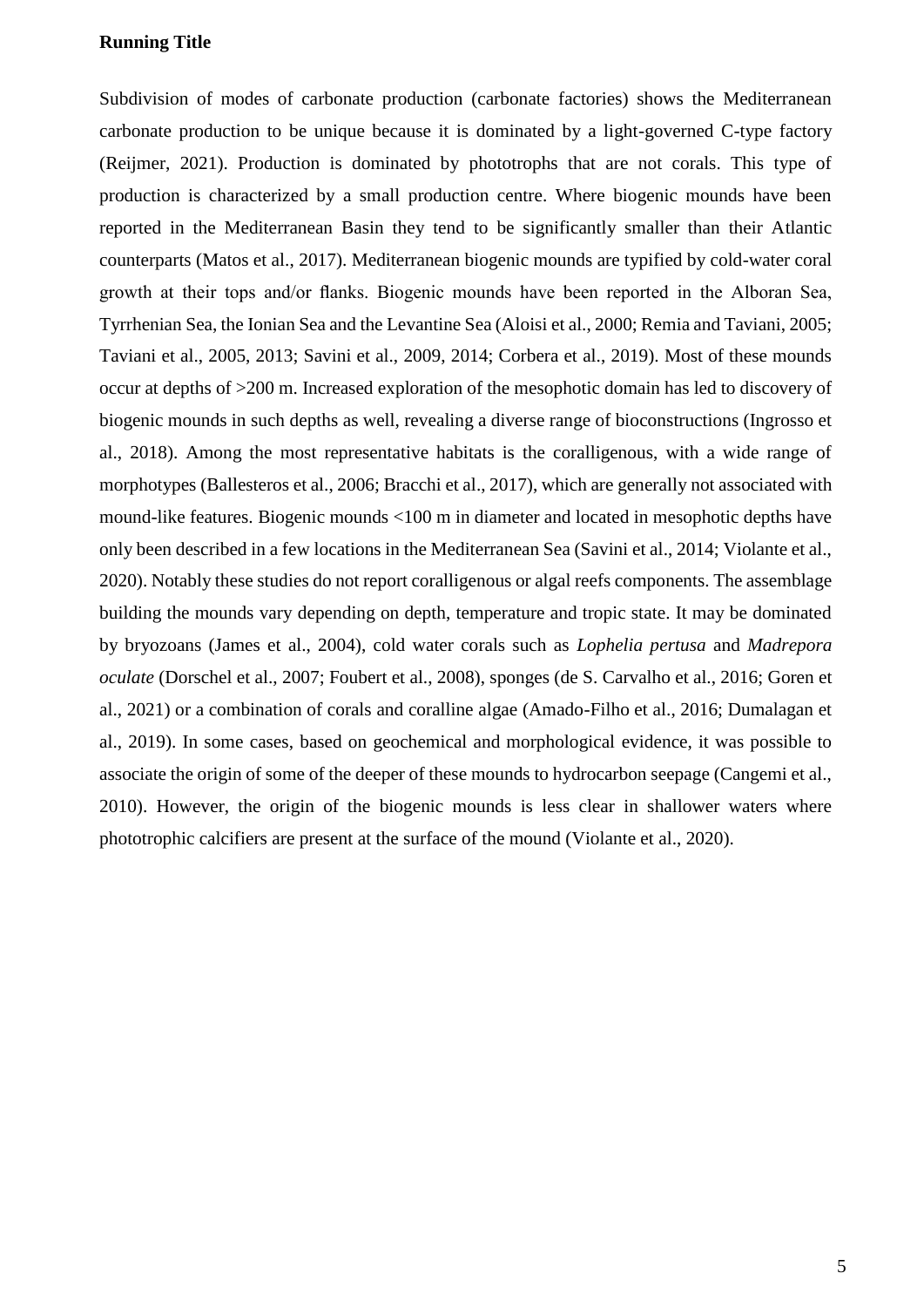Subdivision of modes of carbonate production (carbonate factories) shows the Mediterranean carbonate production to be unique because it is dominated by a light-governed C-type factory (Reijmer, 2021). Production is dominated by phototrophs that are not corals. This type of production is characterized by a small production centre. Where biogenic mounds have been reported in the Mediterranean Basin they tend to be significantly smaller than their Atlantic counterparts (Matos et al., 2017). Mediterranean biogenic mounds are typified by cold-water coral growth at their tops and/or flanks. Biogenic mounds have been reported in the Alboran Sea, Tyrrhenian Sea, the Ionian Sea and the Levantine Sea (Aloisi et al., 2000; Remia and Taviani, 2005; Taviani et al., 2005, 2013; Savini et al., 2009, 2014; Corbera et al., 2019). Most of these mounds occur at depths of >200 m. Increased exploration of the mesophotic domain has led to discovery of biogenic mounds in such depths as well, revealing a diverse range of bioconstructions (Ingrosso et al., 2018). Among the most representative habitats is the coralligenous, with a wide range of morphotypes (Ballesteros et al., 2006; Bracchi et al., 2017), which are generally not associated with mound-like features. Biogenic mounds <100 m in diameter and located in mesophotic depths have only been described in a few locations in the Mediterranean Sea (Savini et al., 2014; Violante et al., 2020). Notably these studies do not report coralligenous or algal reefs components. The assemblage building the mounds vary depending on depth, temperature and tropic state. It may be dominated by bryozoans (James et al., 2004), cold water corals such as *Lophelia pertusa* and *Madrepora oculate* (Dorschel et al., 2007; Foubert et al., 2008), sponges (de S. Carvalho et al., 2016; Goren et al., 2021) or a combination of corals and coralline algae (Amado-Filho et al., 2016; Dumalagan et al., 2019). In some cases, based on geochemical and morphological evidence, it was possible to associate the origin of some of the deeper of these mounds to hydrocarbon seepage (Cangemi et al., 2010). However, the origin of the biogenic mounds is less clear in shallower waters where phototrophic calcifiers are present at the surface of the mound (Violante et al., 2020).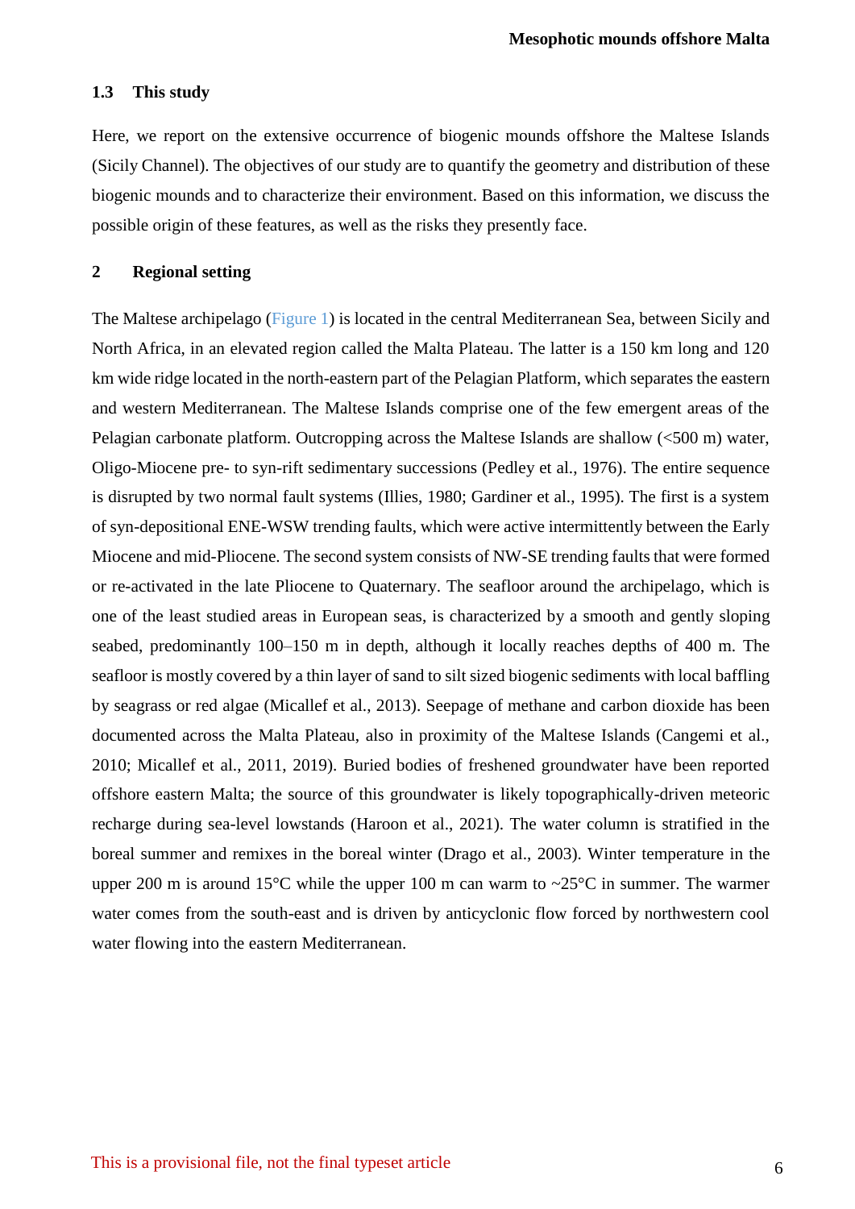### 1.3 This study

Here, we report on the extensive occurrence of biogenic mounds offshore the Maltese Islands (Sicily Channel). The objectives of our study are to quantify the geometry and distribution of these biogenic mounds and to characterize their environment. Based on this information, we discuss the possible origin of these features, as well as the risks they presently face.

## 2 Regional setting

The Maltese archipelago (Figure 1) is located in the central Mediterranean Sea, between Sicily and North Africa, in an elevated region called the Malta Plateau. The latter is a 150 km long and 120 km wide ridge located in the north-eastern part of the Pelagian Platform, which separates the eastern and western Mediterranean. The Maltese Islands comprise one of the few emergent areas of the Pelagian carbonate platform. Outcropping across the Maltese Islands are shallow (<500 m) water, Oligo-Miocene pre- to syn-rift sedimentary successions (Pedley et al., 1976). The entire sequence is disrupted by two normal fault systems (Illies, 1980; Gardiner et al., 1995). The first is a system of syn-depositional ENE-WSW trending faults, which were active intermittently between the Early Miocene and mid-Pliocene. The second system consists of NW-SE trending faults that were formed or re-activated in the late Pliocene to Quaternary. The seafloor around the archipelago, which is one of the least studied areas in European seas, is characterized by a smooth and gently sloping seabed, predominantly 100–150 m in depth, although it locally reaches depths of 400 m. The seafloor is mostly covered by a thin layer of sand to silt sized biogenic sediments with local baffling by seagrass or red algae (Micallef et al., 2013). Seepage of methane and carbon dioxide has been documented across the Malta Plateau, also in proximity of the Maltese Islands (Cangemi et al., 2010; Micallef et al., 2011, 2019). Buried bodies of freshened groundwater have been reported offshore eastern Malta; the source of this groundwater is likely topographically-driven meteoric recharge during sea-level lowstands (Haroon et al., 2021). The water column is stratified in the boreal summer and remixes in the boreal winter (Drago et al., 2003). Winter temperature in the upper 200 m is around 15°C while the upper 100 m can warm to ~25°C in summer. The warmer water comes from the south-east and is driven by anticyclonic flow forced by northwestern cool water flowing into the eastern Mediterranean.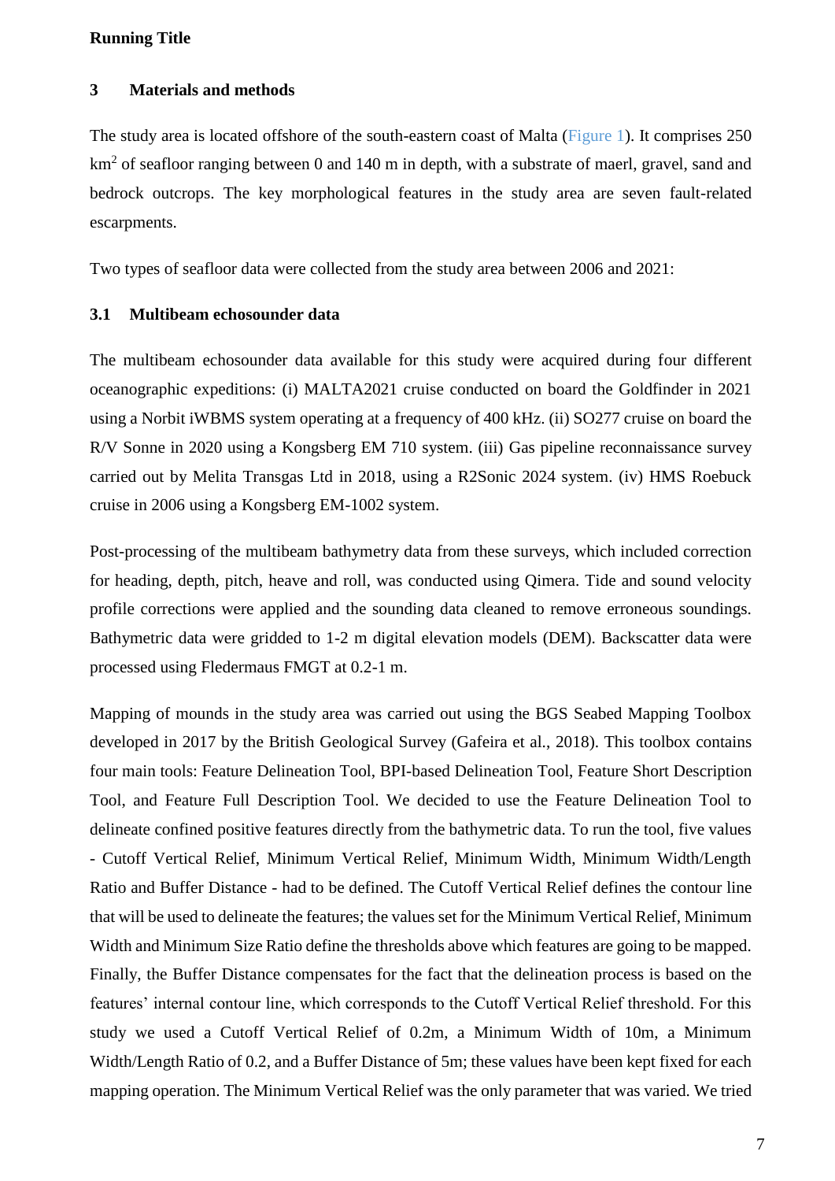## 3 Materials and methods

The study area is located offshore of the south-eastern coast of Malta (Figure 1). It comprises 250 km$^2$ of seafloor ranging between 0 and 140 m in depth, with a substrate of maerl, gravel, sand and bedrock outcrops. The key morphological features in the study area are seven fault-related escarpments.

Two types of seafloor data were collected from the study area between 2006 and 2021:

### 3.1 Multibeam echosounder data

The multibeam echosounder data available for this study were acquired during four different oceanographic expeditions: (i) MALTA2021 cruise conducted on board the Goldfinder in 2021 using a Norbit iWBMS system operating at a frequency of 400 kHz. (ii) SO277 cruise on board the R/V Sonne in 2020 using a Kongsberg EM 710 system. (iii) Gas pipeline reconnaissance survey carried out by Melita Transgas Ltd in 2018, using a R2Sonic 2024 system. (iv) HMS Roebuck cruise in 2006 using a Kongsberg EM-1002 system.

Post-processing of the multibeam bathymetry data from these surveys, which included correction for heading, depth, pitch, heave and roll, was conducted using Qimera. Tide and sound velocity profile corrections were applied and the sounding data cleaned to remove erroneous soundings. Bathymetric data were gridded to 1-2 m digital elevation models (DEM). Backscatter data were processed using Fledermaus FMGT at 0.2-1 m.

Mapping of mounds in the study area was carried out using the BGS Seabed Mapping Toolbox developed in 2017 by the British Geological Survey (Gafeira et al., 2018). This toolbox contains four main tools: Feature Delineation Tool, BPI-based Delineation Tool, Feature Short Description Tool, and Feature Full Description Tool. We decided to use the Feature Delineation Tool to delineate confined positive features directly from the bathymetric data. To run the tool, five values - Cutoff Vertical Relief, Minimum Vertical Relief, Minimum Width, Minimum Width/Length Ratio and Buffer Distance - had to be defined. The Cutoff Vertical Relief defines the contour line that will be used to delineate the features; the values set for the Minimum Vertical Relief, Minimum Width and Minimum Size Ratio define the thresholds above which features are going to be mapped. Finally, the Buffer Distance compensates for the fact that the delineation process is based on the features' internal contour line, which corresponds to the Cutoff Vertical Relief threshold. For this study we used a Cutoff Vertical Relief of 0.2m, a Minimum Width of 10m, a Minimum Width/Length Ratio of 0.2, and a Buffer Distance of 5m; these values have been kept fixed for each mapping operation. The Minimum Vertical Relief was the only parameter that was varied. We tried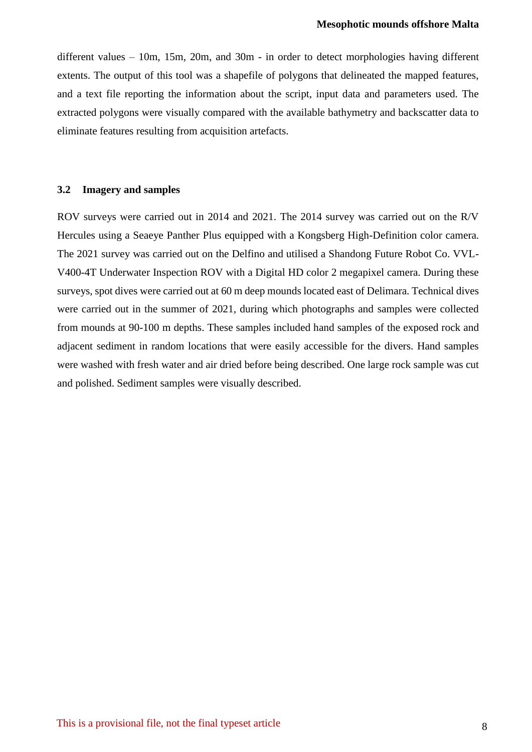different values – 10m, 15m, 20m, and 30m - in order to detect morphologies having different extents. The output of this tool was a shapefile of polygons that delineated the mapped features, and a text file reporting the information about the script, input data and parameters used. The extracted polygons were visually compared with the available bathymetry and backscatter data to eliminate features resulting from acquisition artefacts.

### 3.2 Imagery and samples

ROV surveys were carried out in 2014 and 2021. The 2014 survey was carried out on the R/V Hercules using a Seaeye Panther Plus equipped with a Kongsberg High-Definition color camera. The 2021 survey was carried out on the Delfino and utilised a Shandong Future Robot Co. VVL-V400-4T Underwater Inspection ROV with a Digital HD color 2 megapixel camera. During these surveys, spot dives were carried out at 60 m deep mounds located east of Delimara. Technical dives were carried out in the summer of 2021, during which photographs and samples were collected from mounds at 90-100 m depths. These samples included hand samples of the exposed rock and adjacent sediment in random locations that were easily accessible for the divers. Hand samples were washed with fresh water and air dried before being described. One large rock sample was cut and polished. Sediment samples were visually described.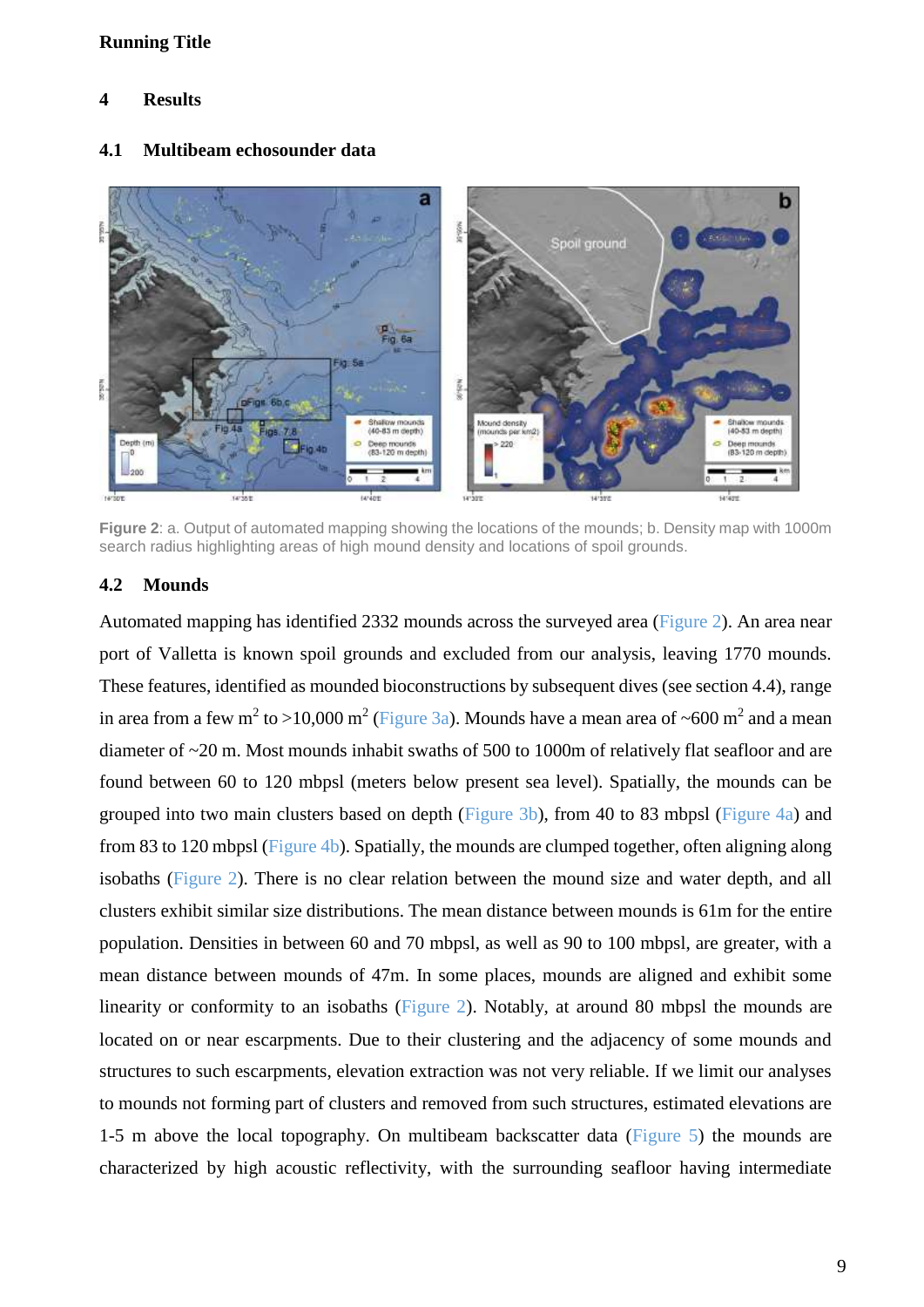# 4 Results

## 4.1 Multibeam echosounder data

**Figure 2**: a. Output of automated mapping showing the locations of the mounds; b. Density map with 1000m search radius highlighting areas of high mound density and locations of spoil grounds.

## 4.2 Mounds

Automated mapping has identified 2332 mounds across the surveyed area (Figure 2). An area near port of Valletta is known spoil grounds and excluded from our analysis, leaving 1770 mounds. These features, identified as mounded bioconstructions by subsequent dives (see section 4.4), range in area from a few m$^2$ to >10,000 m$^2$ (Figure 3a). Mounds have a mean area of ~600 m$^2$ and a mean diameter of ~20 m. Most mounds inhabit swaths of 500 to 1000m of relatively flat seafloor and are found between 60 to 120 mbpsl (meters below present sea level). Spatially, the mounds can be grouped into two main clusters based on depth (Figure 3b), from 40 to 83 mbpsl (Figure 4a) and from 83 to 120 mbpsl (Figure 4b). Spatially, the mounds are clumped together, often aligning along isobaths (Figure 2). There is no clear relation between the mound size and water depth, and all clusters exhibit similar size distributions. The mean distance between mounds is 61m for the entire population. Densities in between 60 and 70 mbpsl, as well as 90 to 100 mbpsl, are greater, with a mean distance between mounds of 47m. In some places, mounds are aligned and exhibit some linearity or conformity to an isobaths (Figure 2). Notably, at around 80 mbpsl the mounds are located on or near escarpments. Due to their clustering and the adjacency of some mounds and structures to such escarpments, elevation extraction was not very reliable. If we limit our analyses to mounds not forming part of clusters and removed from such structures, estimated elevations are 1-5 m above the local topography. On multibeam backscatter data (Figure 5) the mounds are characterized by high acoustic reflectivity, with the surrounding seafloor having intermediate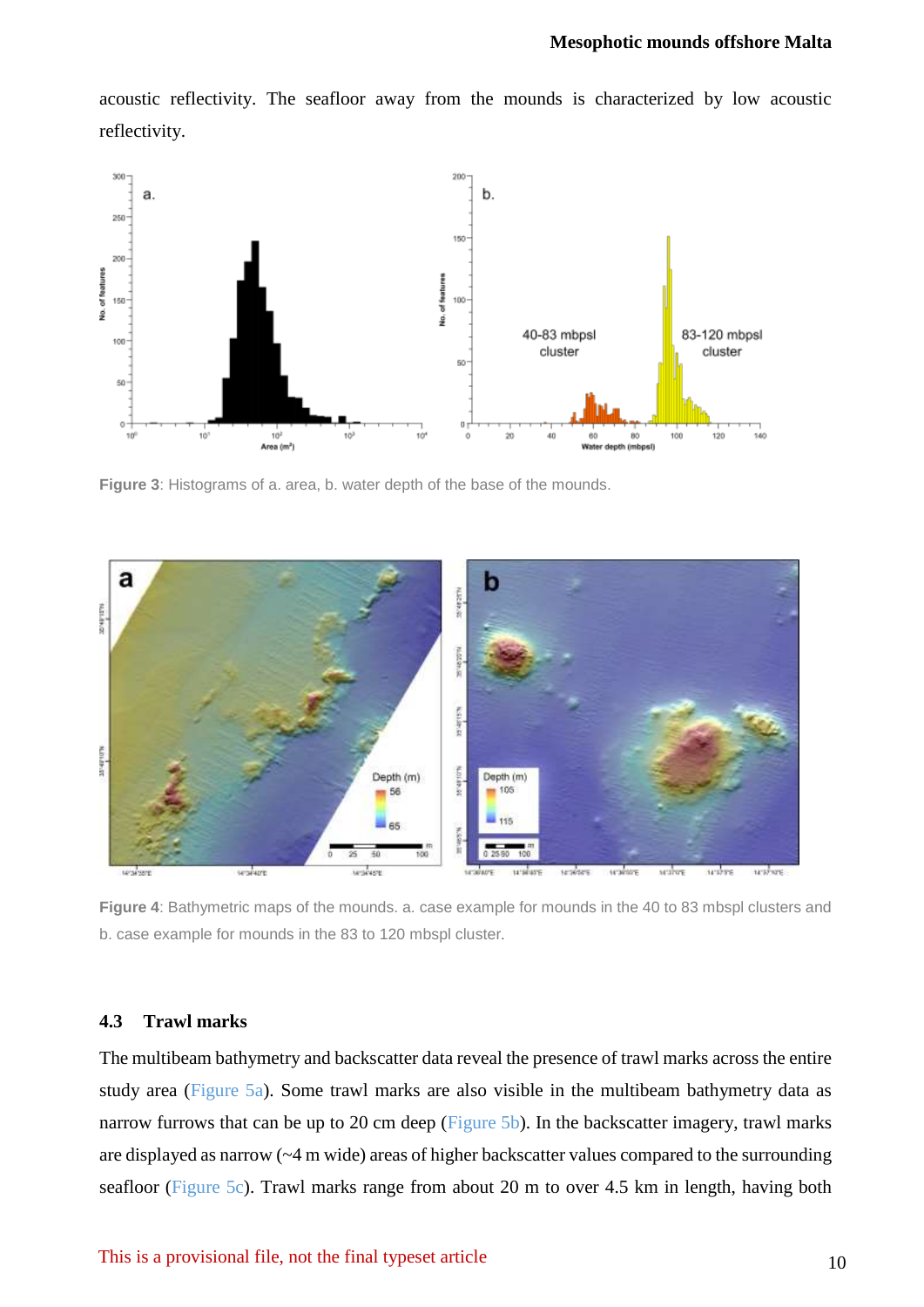acoustic reflectivity. The seafloor away from the mounds is characterized by low acoustic reflectivity.

Figure 3: Histograms of a. area, b. water depth of the base of the mounds.

Figure 4: Bathymetric maps of the mounds. a. case example for mounds in the 40 to 83 mbspl clusters and b. case example for mounds in the 83 to 120 mbspl cluster.

### 4.3 Trawl marks

The multibeam bathymetry and backscatter data reveal the presence of trawl marks across the entire study area (Figure 5a). Some trawl marks are also visible in the multibeam bathymetry data as narrow furrows that can be up to 20 cm deep (Figure 5b). In the backscatter imagery, trawl marks are displayed as narrow (~4 m wide) areas of higher backscatter values compared to the surrounding seafloor (Figure 5c). Trawl marks range from about 20 m to over 4.5 km in length, having both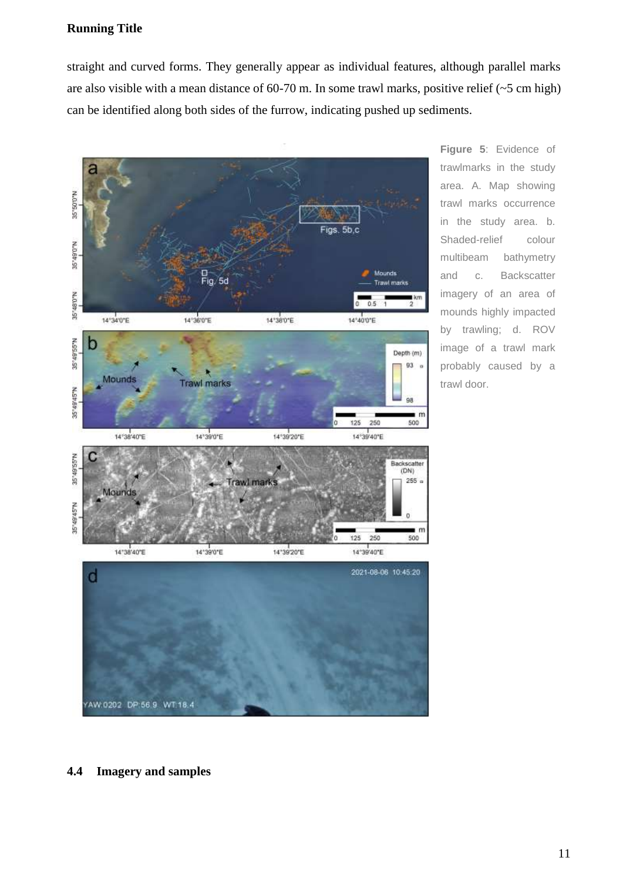straight and curved forms. They generally appear as individual features, although parallel marks are also visible with a mean distance of 60-70 m. In some trawl marks, positive relief (~5 cm high) can be identified along both sides of the furrow, indicating pushed up sediments.

**Figure 5**: Evidence of trawlmarks in the study area. A. Map showing trawl marks occurrence in the study area. b. Shaded-relief colour multibeam bathymetry and c. Backscatter imagery of an area of mounds highly impacted by trawling; d. ROV image of a trawl mark probably caused by a trawl door.

### 4.4 Imagery and samples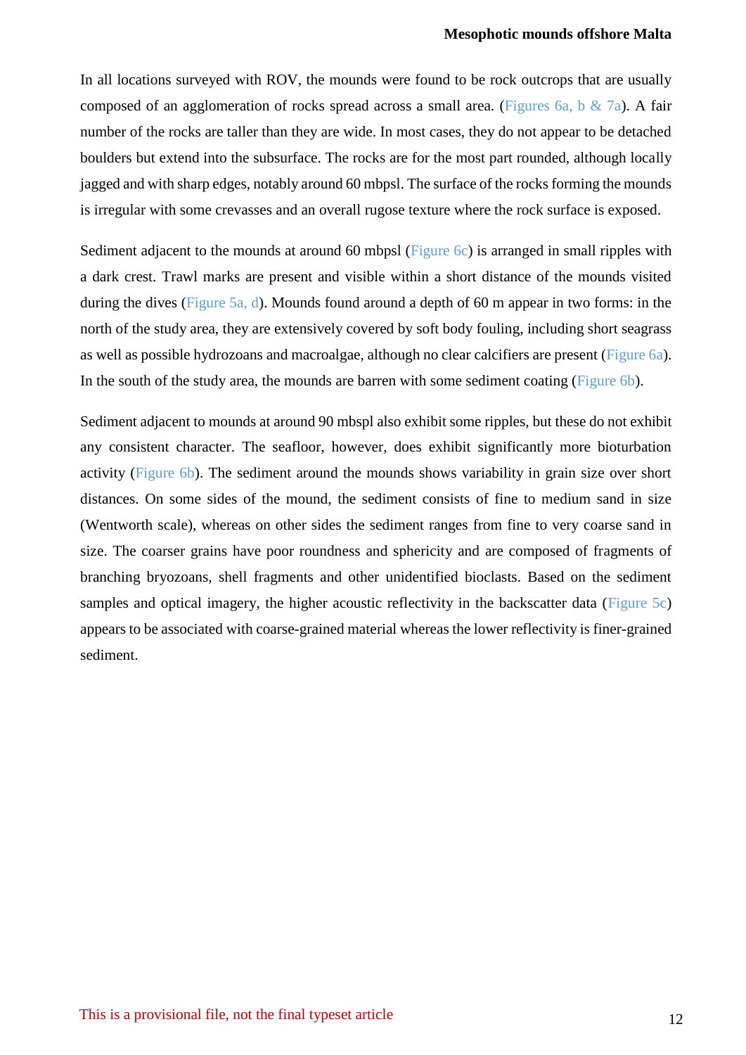In all locations surveyed with ROV, the mounds were found to be rock outcrops that are usually composed of an agglomeration of rocks spread across a small area. (Figures 6a, b & 7a). A fair number of the rocks are taller than they are wide. In most cases, they do not appear to be detached boulders but extend into the subsurface. The rocks are for the most part rounded, although locally jagged and with sharp edges, notably around 60 mbpsl. The surface of the rocks forming the mounds is irregular with some crevasses and an overall rugose texture where the rock surface is exposed.

Sediment adjacent to the mounds at around 60 mbpsl (Figure 6c) is arranged in small ripples with a dark crest. Trawl marks are present and visible within a short distance of the mounds visited during the dives (Figure 5a, d). Mounds found around a depth of 60 m appear in two forms: in the north of the study area, they are extensively covered by soft body fouling, including short seagrass as well as possible hydrozoans and macroalgae, although no clear calcifiers are present (Figure 6a). In the south of the study area, the mounds are barren with some sediment coating (Figure 6b).

Sediment adjacent to mounds at around 90 mbspl also exhibit some ripples, but these do not exhibit any consistent character. The seafloor, however, does exhibit significantly more bioturbation activity (Figure 6b). The sediment around the mounds shows variability in grain size over short distances. On some sides of the mound, the sediment consists of fine to medium sand in size (Wentworth scale), whereas on other sides the sediment ranges from fine to very coarse sand in size. The coarser grains have poor roundness and sphericity and are composed of fragments of branching bryozoans, shell fragments and other unidentified bioclasts. Based on the sediment samples and optical imagery, the higher acoustic reflectivity in the backscatter data (Figure 5c) appears to be associated with coarse-grained material whereas the lower reflectivity is finer-grained sediment.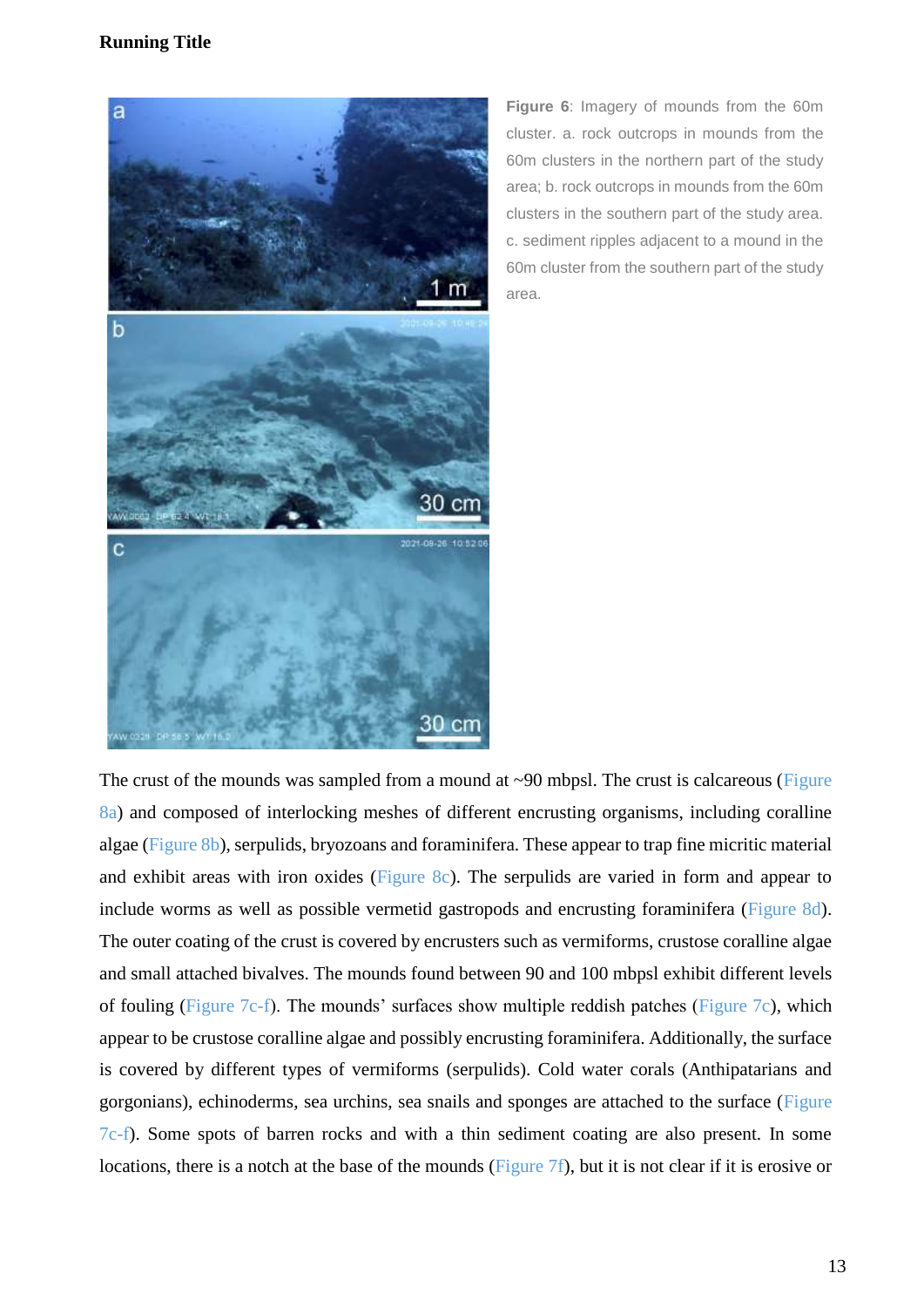Figure 6: Imagery of mounds from the 60m cluster. a. rock outcrops in mounds from the 60m clusters in the northern part of the study area; b. rock outcrops in mounds from the 60m clusters in the southern part of the study area. c. sediment ripples adjacent to a mound in the 60m cluster from the southern part of the study area.

The crust of the mounds was sampled from a mound at ~90 mbpsl. The crust is calcareous (Figure 8a) and composed of interlocking meshes of different encrusting organisms, including coralline algae (Figure 8b), serpulids, bryozoans and foraminifera. These appear to trap fine micritic material and exhibit areas with iron oxides (Figure 8c). The serpulids are varied in form and appear to include worms as well as possible vermetid gastropods and encrusting foraminifera (Figure 8d). The outer coating of the crust is covered by encrusters such as vermiforms, crustose coralline algae and small attached bivalves. The mounds found between 90 and 100 mbpsl exhibit different levels of fouling (Figure 7c-f). The mounds' surfaces show multiple reddish patches (Figure 7c), which appear to be crustose coralline algae and possibly encrusting foraminifera. Additionally, the surface is covered by different types of vermiforms (serpulids). Cold water corals (Anthipatarians and gorgonians), echinoderms, sea urchins, sea snails and sponges are attached to the surface (Figure 7c-f). Some spots of barren rocks and with a thin sediment coating are also present. In some locations, there is a notch at the base of the mounds (Figure 7f), but it is not clear if it is erosive or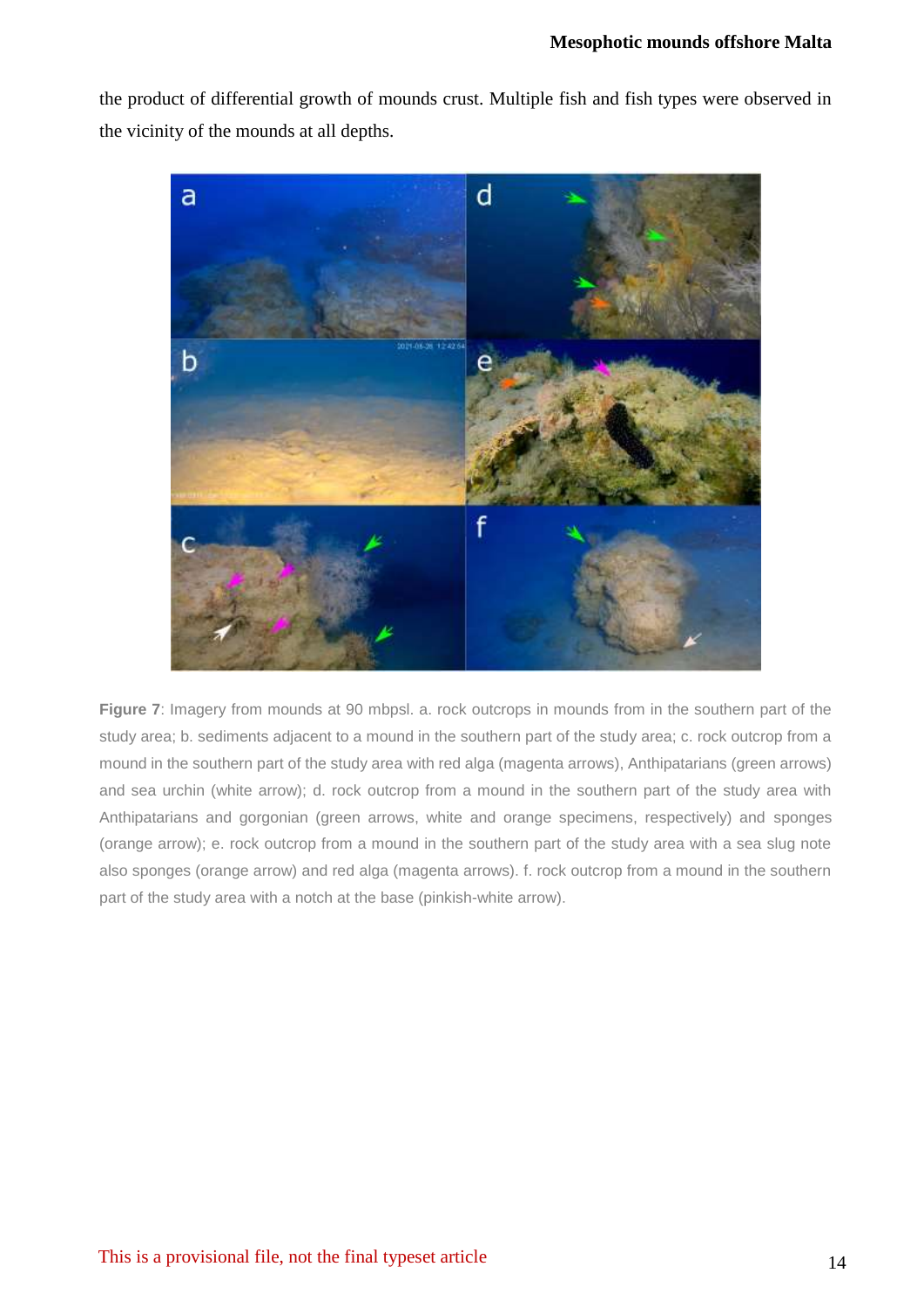the product of differential growth of mounds crust. Multiple fish and fish types were observed in the vicinity of the mounds at all depths.

**Figure 7**: Imagery from mounds at 90 mbpsl. a. rock outcrops in mounds from in the southern part of the study area; b. sediments adjacent to a mound in the southern part of the study area; c. rock outcrop from a mound in the southern part of the study area with red alga (magenta arrows), Anthipatarians (green arrows) and sea urchin (white arrow); d. rock outcrop from a mound in the southern part of the study area with Anthipatarians and gorgonian (green arrows, white and orange specimens, respectively) and sponges (orange arrow); e. rock outcrop from a mound in the southern part of the study area with a sea slug note also sponges (orange arrow) and red alga (magenta arrows). f. rock outcrop from a mound in the southern part of the study area with a notch at the base (pinkish-white arrow).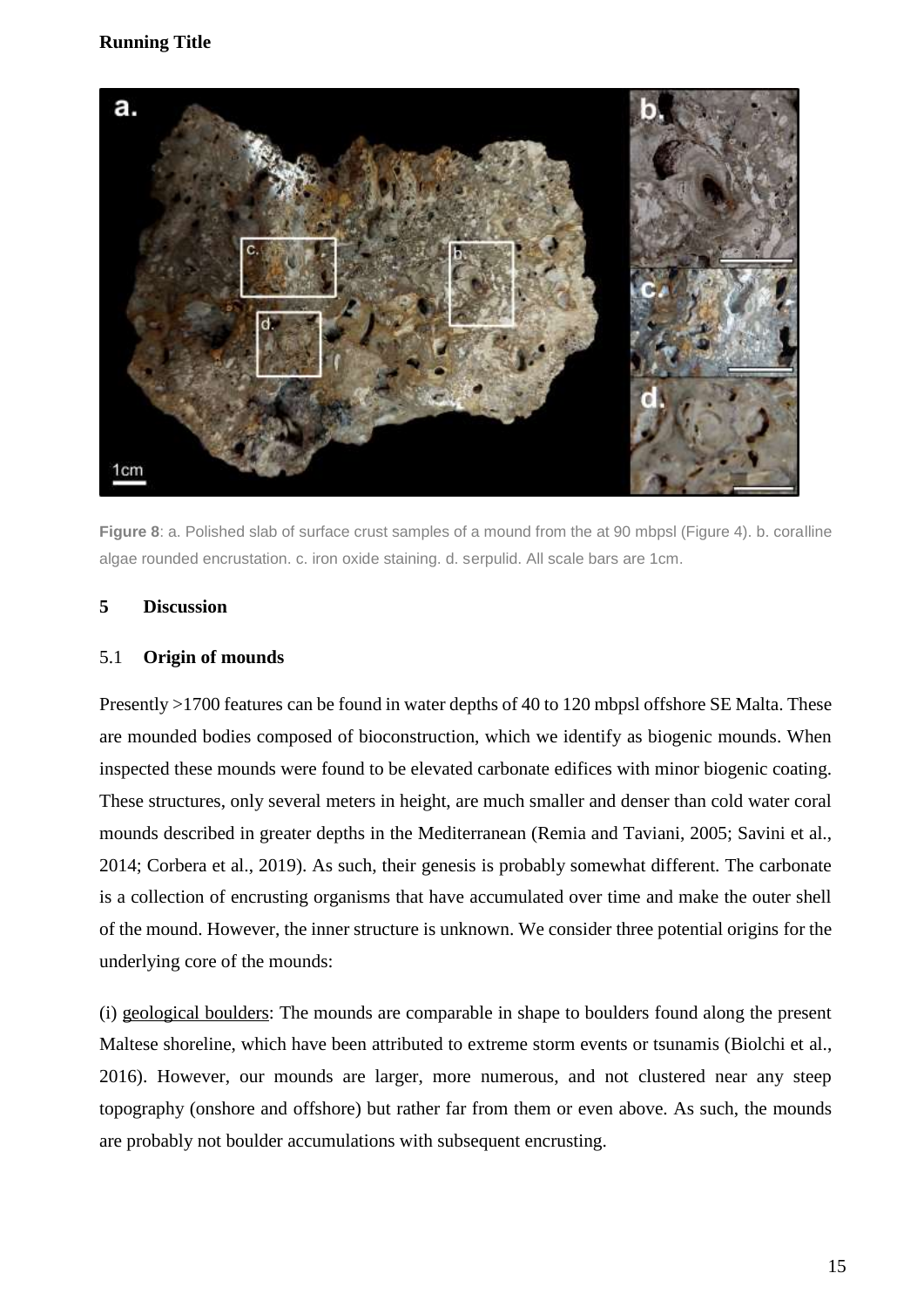**Figure 8**: a. Polished slab of surface crust samples of a mound from the at 90 mbpsl (Figure 4). b. coralline algae rounded encrustation. c. iron oxide staining. d. serpulid. All scale bars are 1cm.

## 5 Discussion

### 5.1 Origin of mounds

Presently >1700 features can be found in water depths of 40 to 120 mbpsl offshore SE Malta. These are mounded bodies composed of bioconstruction, which we identify as biogenic mounds. When inspected these mounds were found to be elevated carbonate edifices with minor biogenic coating. These structures, only several meters in height, are much smaller and denser than cold water coral mounds described in greater depths in the Mediterranean (Remia and Taviani, 2005; Savini et al., 2014; Corbera et al., 2019). As such, their genesis is probably somewhat different. The carbonate is a collection of encrusting organisms that have accumulated over time and make the outer shell of the mound. However, the inner structure is unknown. We consider three potential origins for the underlying core of the mounds:

(i) geological boulders: The mounds are comparable in shape to boulders found along the present Maltese shoreline, which have been attributed to extreme storm events or tsunamis (Biolchi et al., 2016). However, our mounds are larger, more numerous, and not clustered near any steep topography (onshore and offshore) but rather far from them or even above. As such, the mounds are probably not boulder accumulations with subsequent encrusting.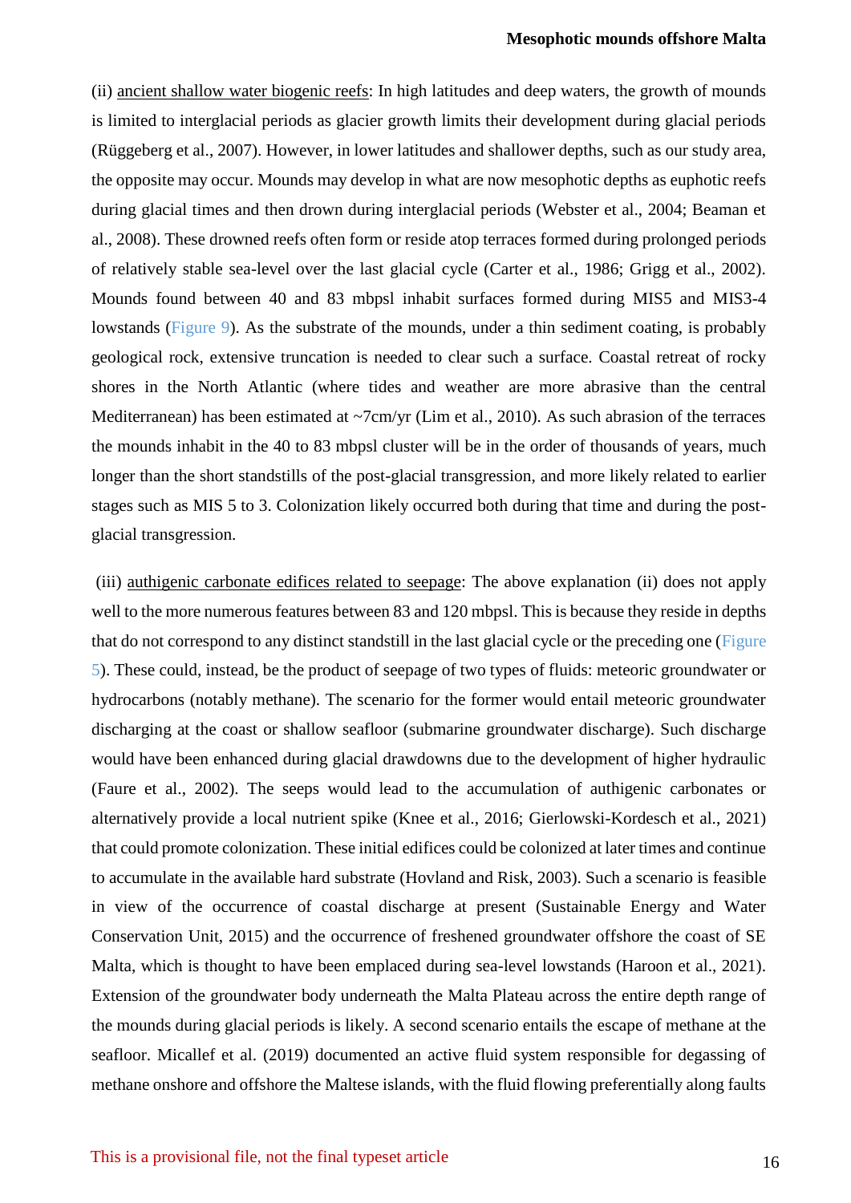(ii) ancient shallow water biogenic reefs: In high latitudes and deep waters, the growth of mounds is limited to interglacial periods as glacier growth limits their development during glacial periods (Rüggeberg et al., 2007). However, in lower latitudes and shallower depths, such as our study area, the opposite may occur. Mounds may develop in what are now mesophotic depths as euphotic reefs during glacial times and then drown during interglacial periods (Webster et al., 2004; Beaman et al., 2008). These drowned reefs often form or reside atop terraces formed during prolonged periods of relatively stable sea-level over the last glacial cycle (Carter et al., 1986; Grigg et al., 2002). Mounds found between 40 and 83 mbpsl inhabit surfaces formed during MIS5 and MIS3-4 lowstands (Figure 9). As the substrate of the mounds, under a thin sediment coating, is probably geological rock, extensive truncation is needed to clear such a surface. Coastal retreat of rocky shores in the North Atlantic (where tides and weather are more abrasive than the central Mediterranean) has been estimated at ~7cm/yr (Lim et al., 2010). As such abrasion of the terraces the mounds inhabit in the 40 to 83 mbpsl cluster will be in the order of thousands of years, much longer than the short standstills of the post-glacial transgression, and more likely related to earlier stages such as MIS 5 to 3. Colonization likely occurred both during that time and during the post-glacial transgression.

(iii) authigenic carbonate edifices related to seepage: The above explanation (ii) does not apply well to the more numerous features between 83 and 120 mbpsl. This is because they reside in depths that do not correspond to any distinct standstill in the last glacial cycle or the preceding one (Figure 5). These could, instead, be the product of seepage of two types of fluids: meteoric groundwater or hydrocarbons (notably methane). The scenario for the former would entail meteoric groundwater discharging at the coast or shallow seafloor (submarine groundwater discharge). Such discharge would have been enhanced during glacial drawdowns due to the development of higher hydraulic (Faure et al., 2002). The seeps would lead to the accumulation of authigenic carbonates or alternatively provide a local nutrient spike (Knee et al., 2016; Gierlowski-Kordesch et al., 2021) that could promote colonization. These initial edifices could be colonized at later times and continue to accumulate in the available hard substrate (Hovland and Risk, 2003). Such a scenario is feasible in view of the occurrence of coastal discharge at present (Sustainable Energy and Water Conservation Unit, 2015) and the occurrence of freshened groundwater offshore the coast of SE Malta, which is thought to have been emplaced during sea-level lowstands (Haroon et al., 2021). Extension of the groundwater body underneath the Malta Plateau across the entire depth range of the mounds during glacial periods is likely. A second scenario entails the escape of methane at the seafloor. Micallef et al. (2019) documented an active fluid system responsible for degassing of methane onshore and offshore the Maltese islands, with the fluid flowing preferentially along faults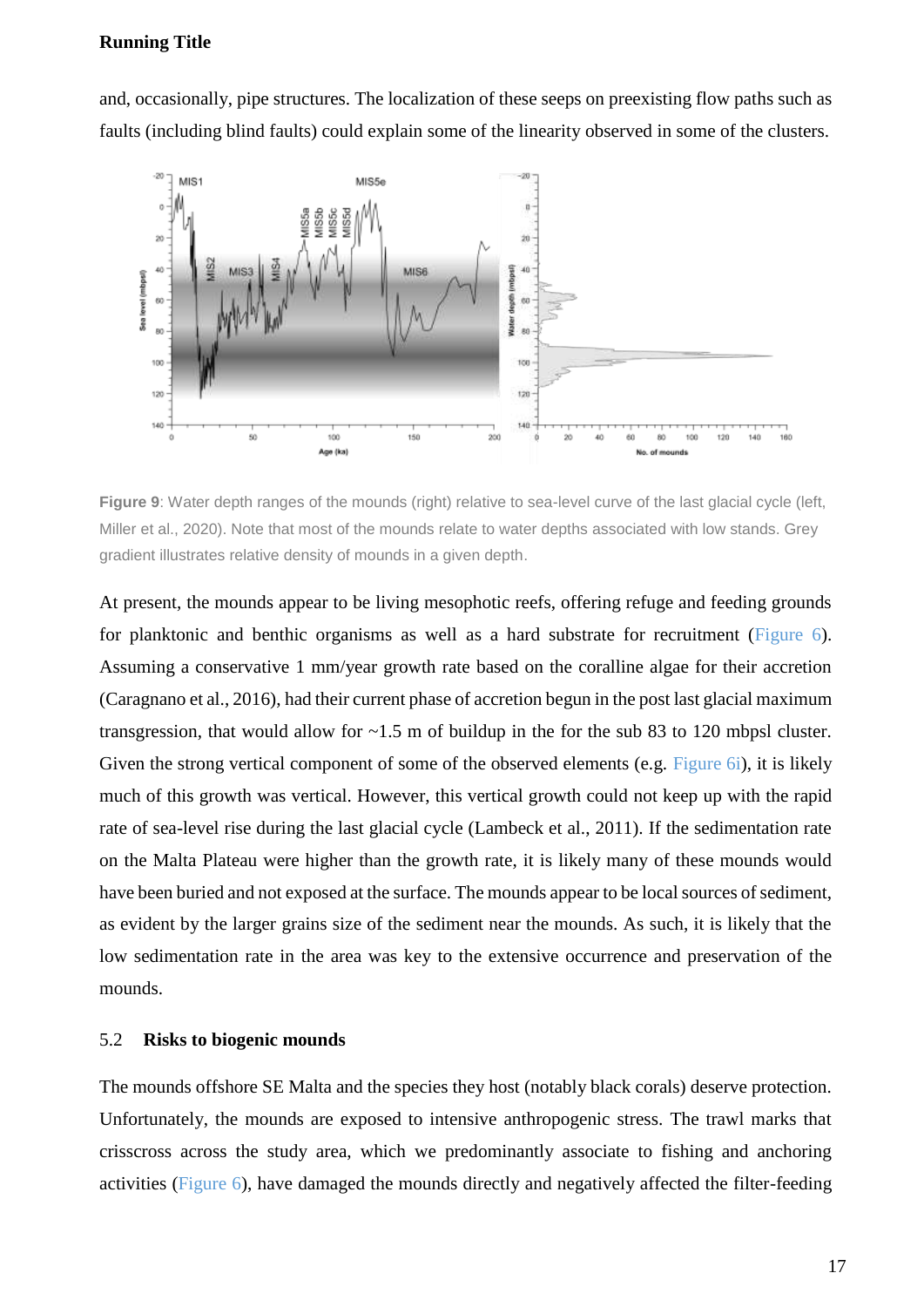and, occasionally, pipe structures. The localization of these seeps on preexisting flow paths such as faults (including blind faults) could explain some of the linearity observed in some of the clusters.

**Figure 9**: Water depth ranges of the mounds (right) relative to sea-level curve of the last glacial cycle (left, Miller et al., 2020). Note that most of the mounds relate to water depths associated with low stands. Grey gradient illustrates relative density of mounds in a given depth.

At present, the mounds appear to be living mesophotic reefs, offering refuge and feeding grounds for planktonic and benthic organisms as well as a hard substrate for recruitment (Figure 6). Assuming a conservative 1 mm/year growth rate based on the coralline algae for their accretion (Caragnano et al., 2016), had their current phase of accretion begun in the post last glacial maximum transgression, that would allow for ~1.5 m of buildup in the for the sub 83 to 120 mbpsl cluster. Given the strong vertical component of some of the observed elements (e.g. Figure 6i), it is likely much of this growth was vertical. However, this vertical growth could not keep up with the rapid rate of sea-level rise during the last glacial cycle (Lambeck et al., 2011). If the sedimentation rate on the Malta Plateau were higher than the growth rate, it is likely many of these mounds would have been buried and not exposed at the surface. The mounds appear to be local sources of sediment, as evident by the larger grains size of the sediment near the mounds. As such, it is likely that the low sedimentation rate in the area was key to the extensive occurrence and preservation of the mounds.

## 5.2 Risks to biogenic mounds

The mounds offshore SE Malta and the species they host (notably black corals) deserve protection. Unfortunately, the mounds are exposed to intensive anthropogenic stress. The trawl marks that crisscross across the study area, which we predominantly associate to fishing and anchoring activities (Figure 6), have damaged the mounds directly and negatively affected the filter-feeding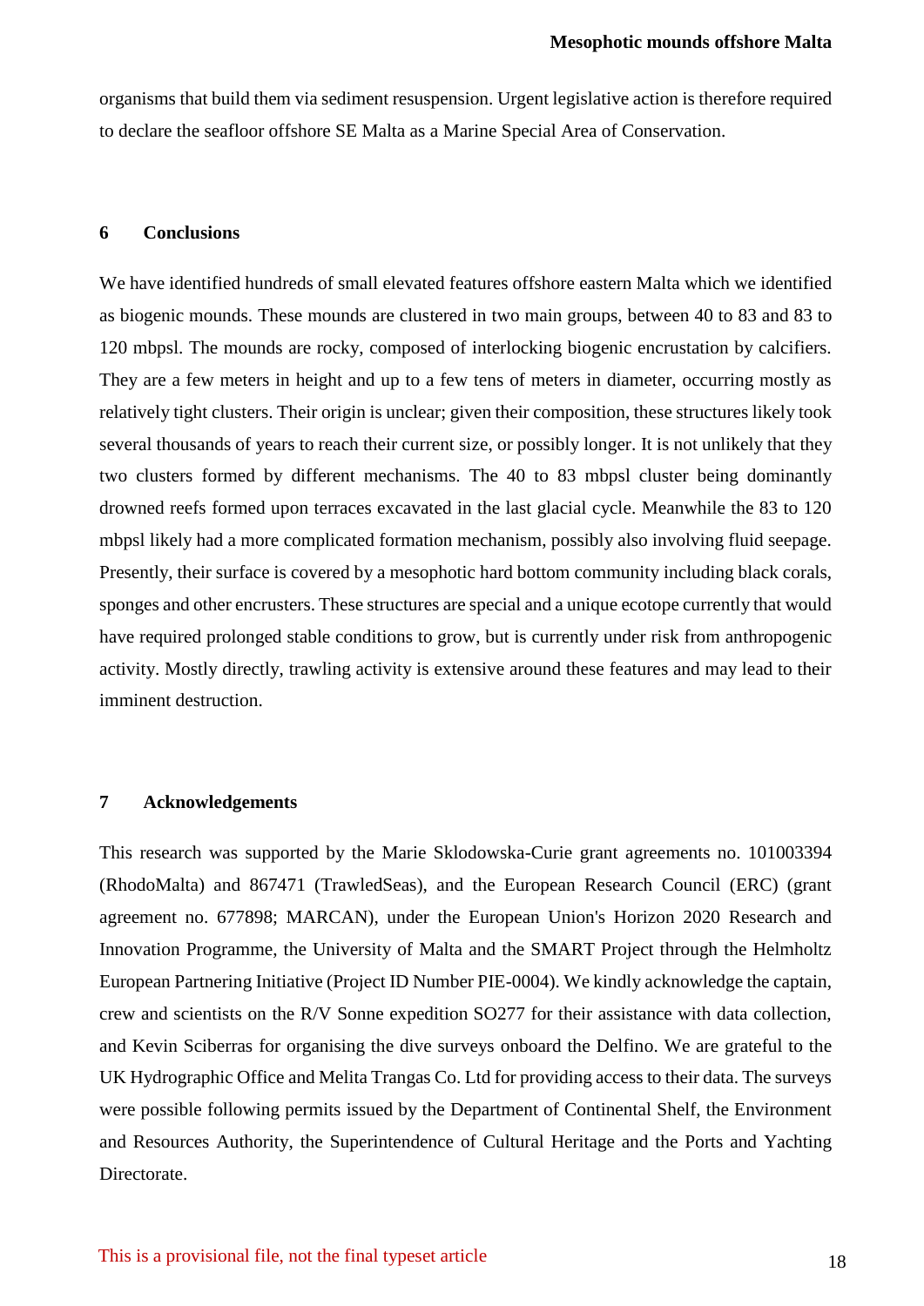organisms that build them via sediment resuspension. Urgent legislative action is therefore required to declare the seafloor offshore SE Malta as a Marine Special Area of Conservation.

## 6 Conclusions

We have identified hundreds of small elevated features offshore eastern Malta which we identified as biogenic mounds. These mounds are clustered in two main groups, between 40 to 83 and 83 to 120 mbpsl. The mounds are rocky, composed of interlocking biogenic encrustation by calcifiers. They are a few meters in height and up to a few tens of meters in diameter, occurring mostly as relatively tight clusters. Their origin is unclear; given their composition, these structures likely took several thousands of years to reach their current size, or possibly longer. It is not unlikely that they two clusters formed by different mechanisms. The 40 to 83 mbpsl cluster being dominantly drowned reefs formed upon terraces excavated in the last glacial cycle. Meanwhile the 83 to 120 mbpsl likely had a more complicated formation mechanism, possibly also involving fluid seepage. Presently, their surface is covered by a mesophotic hard bottom community including black corals, sponges and other encrusters. These structures are special and a unique ecotope currently that would have required prolonged stable conditions to grow, but is currently under risk from anthropogenic activity. Mostly directly, trawling activity is extensive around these features and may lead to their imminent destruction.

## 7 Acknowledgements

This research was supported by the Marie Sklodowska-Curie grant agreements no. 101003394 (RhodoMalta) and 867471 (TrawledSeas), and the European Research Council (ERC) (grant agreement no. 677898; MARCAN), under the European Union's Horizon 2020 Research and Innovation Programme, the University of Malta and the SMART Project through the Helmholtz European Partnering Initiative (Project ID Number PIE-0004). We kindly acknowledge the captain, crew and scientists on the R/V Sonne expedition SO277 for their assistance with data collection, and Kevin Sciberras for organising the dive surveys onboard the Delfino. We are grateful to the UK Hydrographic Office and Melita Trangas Co. Ltd for providing access to their data. The surveys were possible following permits issued by the Department of Continental Shelf, the Environment and Resources Authority, the Superintendence of Cultural Heritage and the Ports and Yachting Directorate.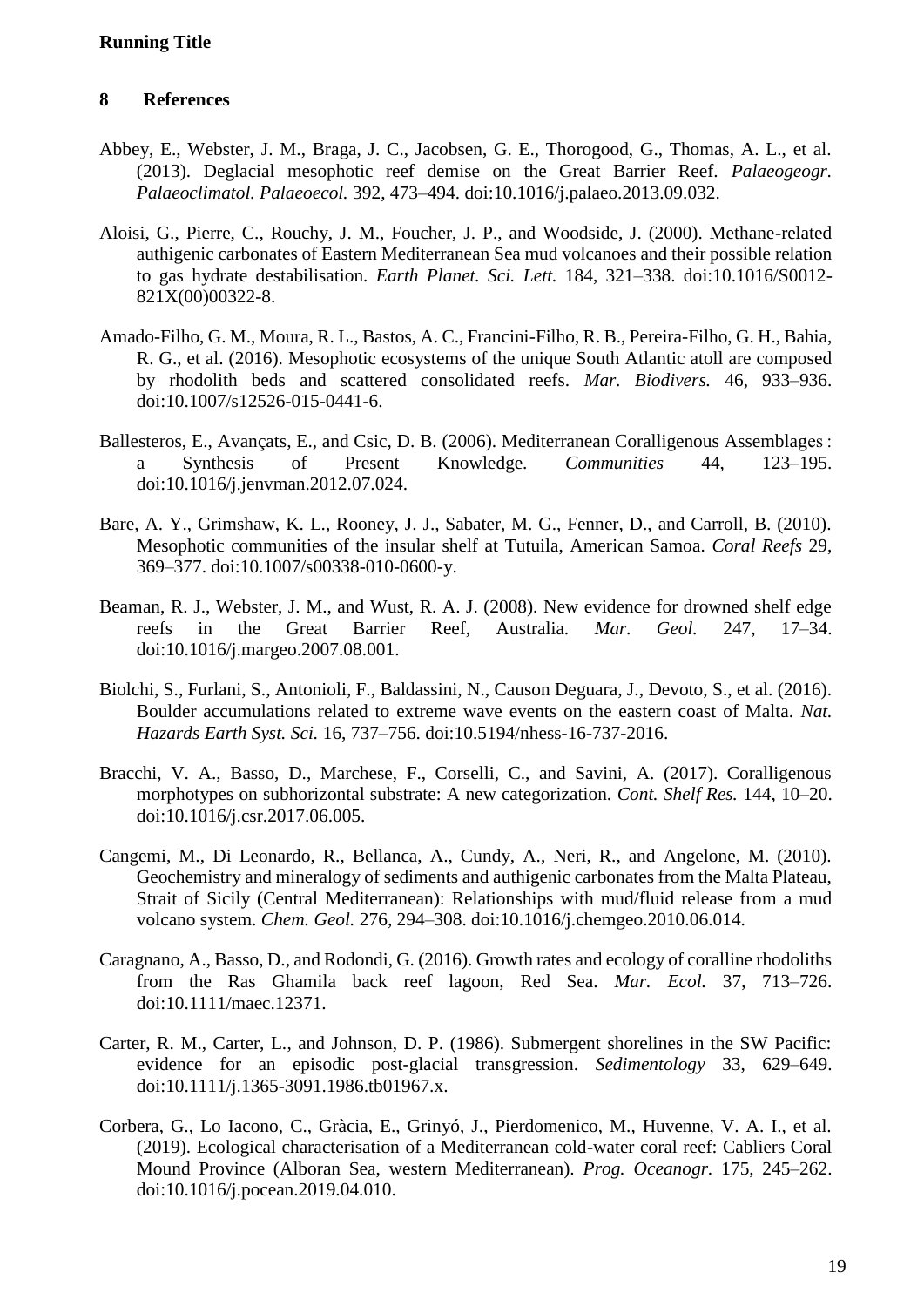## 8 References

Abbey, E., Webster, J. M., Braga, J. C., Jacobsen, G. E., Thorogood, G., Thomas, A. L., et al. (2013). Deglacial mesophotic reef demise on the Great Barrier Reef. *Palaeogeogr. Palaeoclimatol. Palaeoecol.* 392, 473–494. doi:10.1016/j.palaeo.2013.09.032.

Aloisi, G., Pierre, C., Rouchy, J. M., Foucher, J. P., and Woodside, J. (2000). Methane-related authigenic carbonates of Eastern Mediterranean Sea mud volcanoes and their possible relation to gas hydrate destabilisation. *Earth Planet. Sci. Lett.* 184, 321–338. doi:10.1016/S0012-821X(00)00322-8.

Amado-Filho, G. M., Moura, R. L., Bastos, A. C., Francini-Filho, R. B., Pereira-Filho, G. H., Bahia, R. G., et al. (2016). Mesophotic ecosystems of the unique South Atlantic atoll are composed by rhodolith beds and scattered consolidated reefs. *Mar. Biodivers.* 46, 933–936. doi:10.1007/s12526-015-0441-6.

Ballesteros, E., Avançats, E., and Csic, D. B. (2006). Mediterranean Coralligenous Assemblages : a Synthesis of Present Knowledge. *Communities* 44, 123–195. doi:10.1016/j.jenvman.2012.07.024.

Bare, A. Y., Grimshaw, K. L., Rooney, J. J., Sabater, M. G., Fenner, D., and Carroll, B. (2010). Mesophotic communities of the insular shelf at Tutuila, American Samoa. *Coral Reefs* 29, 369–377. doi:10.1007/s00338-010-0600-y.

Beaman, R. J., Webster, J. M., and Wust, R. A. J. (2008). New evidence for drowned shelf edge reefs in the Great Barrier Reef, Australia. *Mar. Geol.* 247, 17–34. doi:10.1016/j.margeo.2007.08.001.

Biolchi, S., Furlani, S., Antonioli, F., Baldassini, N., Causon Deguara, J., Devoto, S., et al. (2016). Boulder accumulations related to extreme wave events on the eastern coast of Malta. *Nat. Hazards Earth Syst. Sci.* 16, 737–756. doi:10.5194/nhess-16-737-2016.

Bracchi, V. A., Basso, D., Marchese, F., Corselli, C., and Savini, A. (2017). Coralligenous morphotypes on subhorizontal substrate: A new categorization. *Cont. Shelf Res.* 144, 10–20. doi:10.1016/j.csr.2017.06.005.

Cangemi, M., Di Leonardo, R., Bellanca, A., Cundy, A., Neri, R., and Angelone, M. (2010). Geochemistry and mineralogy of sediments and authigenic carbonates from the Malta Plateau, Strait of Sicily (Central Mediterranean): Relationships with mud/fluid release from a mud volcano system. *Chem. Geol.* 276, 294–308. doi:10.1016/j.chemgeo.2010.06.014.

Caragnano, A., Basso, D., and Rodondi, G. (2016). Growth rates and ecology of coralline rhodoliths from the Ras Ghamila back reef lagoon, Red Sea. *Mar. Ecol.* 37, 713–726. doi:10.1111/maec.12371.

Carter, R. M., Carter, L., and Johnson, D. P. (1986). Submergent shorelines in the SW Pacific: evidence for an episodic post-glacial transgression. *Sedimentology* 33, 629–649. doi:10.1111/j.1365-3091.1986.tb01967.x.

Corbera, G., Lo Iacono, C., Gràcia, E., Grinyó, J., Pierdomenico, M., Huvenne, V. A. I., et al. (2019). Ecological characterisation of a Mediterranean cold-water coral reef: Cabliers Coral Mound Province (Alboran Sea, western Mediterranean). *Prog. Oceanogr.* 175, 245–262. doi:10.1016/j.pocean.2019.04.010.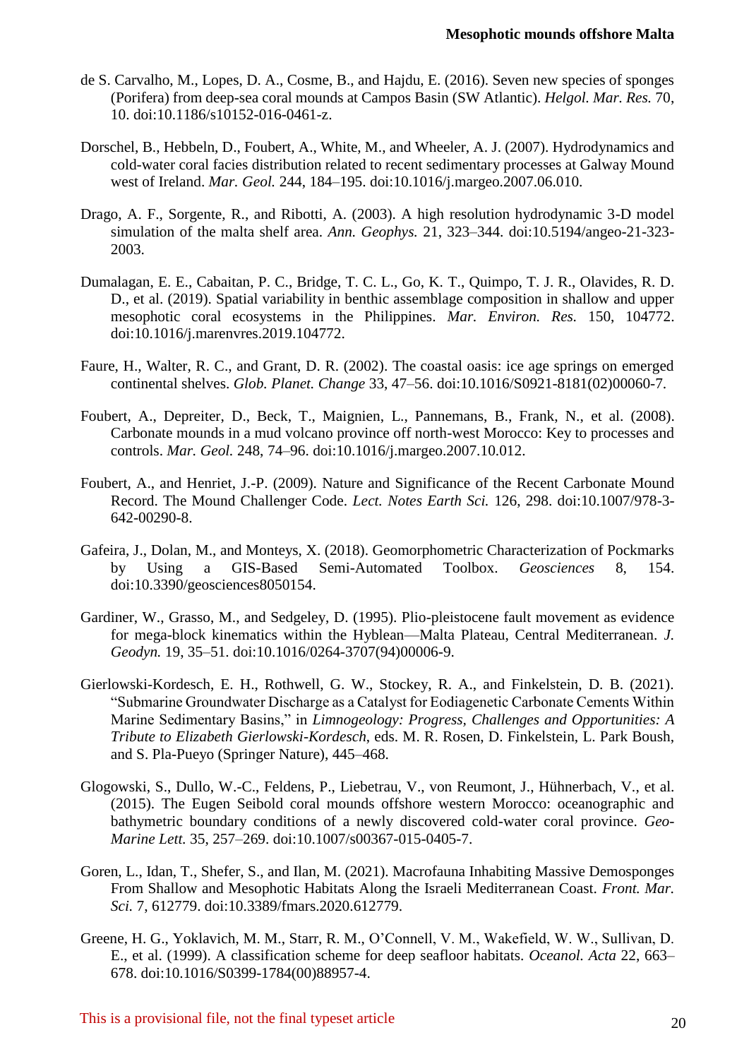de S. Carvalho, M., Lopes, D. A., Cosme, B., and Hajdu, E. (2016). Seven new species of sponges (Porifera) from deep-sea coral mounds at Campos Basin (SW Atlantic). *Helgol. Mar. Res.* 70, 10. doi:10.1186/s10152-016-0461-z.

Dorschel, B., Hebbeln, D., Foubert, A., White, M., and Wheeler, A. J. (2007). Hydrodynamics and cold-water coral facies distribution related to recent sedimentary processes at Galway Mound west of Ireland. *Mar. Geol.* 244, 184–195. doi:10.1016/j.margeo.2007.06.010.

Drago, A. F., Sorgente, R., and Ribotti, A. (2003). A high resolution hydrodynamic 3-D model simulation of the malta shelf area. *Ann. Geophys.* 21, 323–344. doi:10.5194/angeo-21-323-2003.

Dumalagan, E. E., Cabaitan, P. C., Bridge, T. C. L., Go, K. T., Quimpo, T. J. R., Olavides, R. D. D., et al. (2019). Spatial variability in benthic assemblage composition in shallow and upper mesophotic coral ecosystems in the Philippines. *Mar. Environ. Res.* 150, 104772. doi:10.1016/j.marenvres.2019.104772.

Faure, H., Walter, R. C., and Grant, D. R. (2002). The coastal oasis: ice age springs on emerged continental shelves. *Glob. Planet. Change* 33, 47–56. doi:10.1016/S0921-8181(02)00060-7.

Foubert, A., Depreiter, D., Beck, T., Maignien, L., Pannemans, B., Frank, N., et al. (2008). Carbonate mounds in a mud volcano province off north-west Morocco: Key to processes and controls. *Mar. Geol.* 248, 74–96. doi:10.1016/j.margeo.2007.10.012.

Foubert, A., and Henriet, J.-P. (2009). Nature and Significance of the Recent Carbonate Mound Record. The Mound Challenger Code. *Lect. Notes Earth Sci.* 126, 298. doi:10.1007/978-3-642-00290-8.

Gafeira, J., Dolan, M., and Monteys, X. (2018). Geomorphometric Characterization of Pockmarks by Using a GIS-Based Semi-Automated Toolbox. *Geosciences* 8, 154. doi:10.3390/geosciences8050154.

Gardiner, W., Grasso, M., and Sedgeley, D. (1995). Plio-pleistocene fault movement as evidence for mega-block kinematics within the Hyblean—Malta Plateau, Central Mediterranean. *J. Geodyn.* 19, 35–51. doi:10.1016/0264-3707(94)00006-9.

Gierlowski-Kordesch, E. H., Rothwell, G. W., Stockey, R. A., and Finkelstein, D. B. (2021). "Submarine Groundwater Discharge as a Catalyst for Eodiagenetic Carbonate Cements Within Marine Sedimentary Basins," in *Limnogeology: Progress, Challenges and Opportunities: A Tribute to Elizabeth Gierlowski-Kordesch*, eds. M. R. Rosen, D. Finkelstein, L. Park Boush, and S. Pla-Pueyo (Springer Nature), 445–468.

Glogowski, S., Dullo, W.-C., Feldens, P., Liebetrau, V., von Reumont, J., Hühnerbach, V., et al. (2015). The Eugen Seibold coral mounds offshore western Morocco: oceanographic and bathymetric boundary conditions of a newly discovered cold-water coral province. *Geo-Marine Lett.* 35, 257–269. doi:10.1007/s00367-015-0405-7.

Goren, L., Idan, T., Shefer, S., and Ilan, M. (2021). Macrofauna Inhabiting Massive Demosponges From Shallow and Mesophotic Habitats Along the Israeli Mediterranean Coast. *Front. Mar. Sci.* 7, 612779. doi:10.3389/fmars.2020.612779.

Greene, H. G., Yoklavich, M. M., Starr, R. M., O'Connell, V. M., Wakefield, W. W., Sullivan, D. E., et al. (1999). A classification scheme for deep seafloor habitats. *Oceanol. Acta* 22, 663–678. doi:10.1016/S0399-1784(00)88957-4.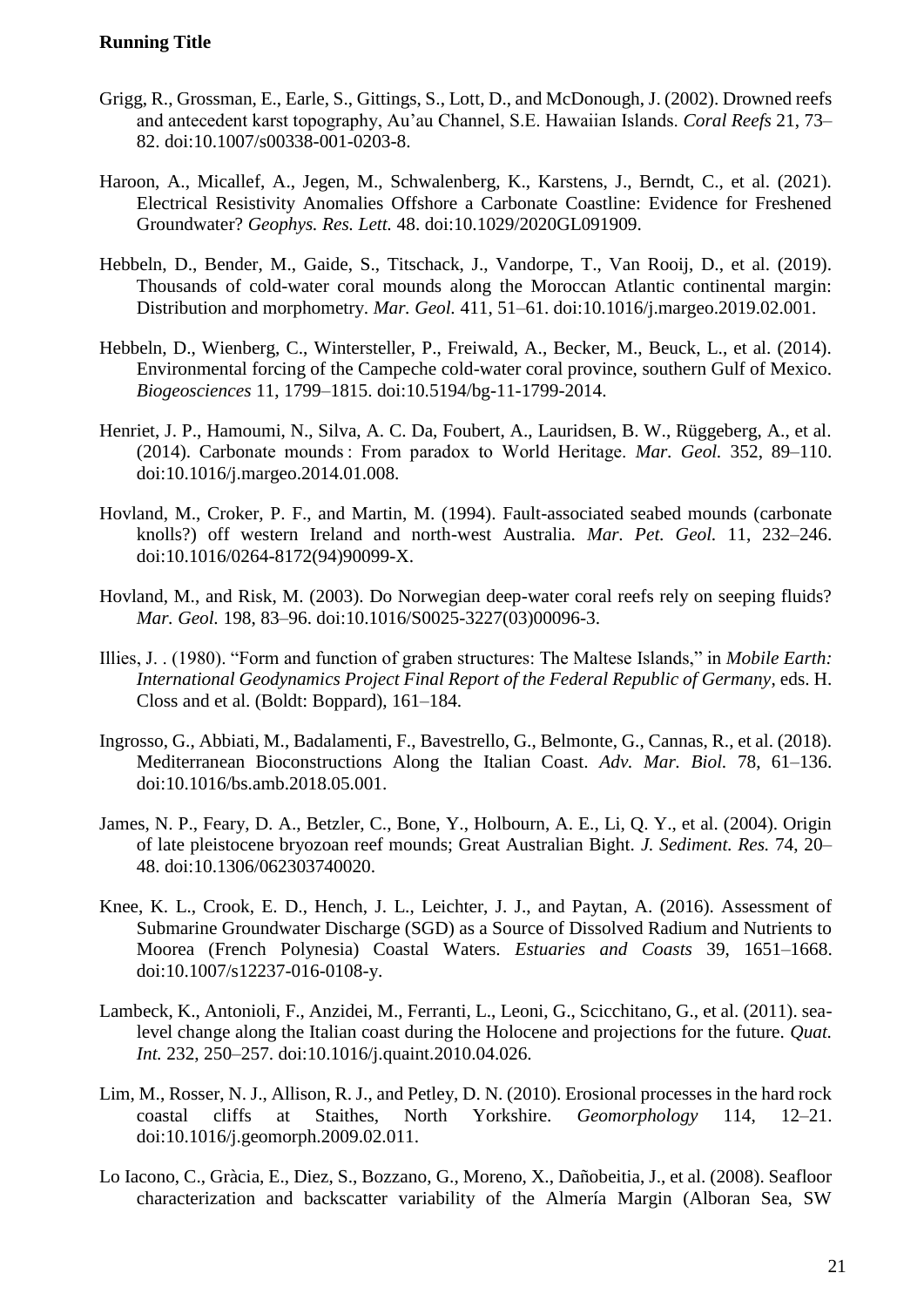Grigg, R., Grossman, E., Earle, S., Gittings, S., Lott, D., and McDonough, J. (2002). Drowned reefs and antecedent karst topography, Au'au Channel, S.E. Hawaiian Islands. *Coral Reefs* 21, 73–82. doi:10.1007/s00338-001-0203-8.

Haroon, A., Micallef, A., Jegen, M., Schwalenberg, K., Karstens, J., Berndt, C., et al. (2021). Electrical Resistivity Anomalies Offshore a Carbonate Coastline: Evidence for Freshened Groundwater? *Geophys. Res. Lett.* 48. doi:10.1029/2020GL091909.

Hebbeln, D., Bender, M., Gaide, S., Titschack, J., Vandorpe, T., Van Rooij, D., et al. (2019). Thousands of cold-water coral mounds along the Moroccan Atlantic continental margin: Distribution and morphometry. *Mar. Geol.* 411, 51–61. doi:10.1016/j.margeo.2019.02.001.

Hebbeln, D., Wienberg, C., Wintersteller, P., Freiwald, A., Becker, M., Beuck, L., et al. (2014). Environmental forcing of the Campeche cold-water coral province, southern Gulf of Mexico. *Biogeosciences* 11, 1799–1815. doi:10.5194/bg-11-1799-2014.

Henriet, J. P., Hamoumi, N., Silva, A. C. Da, Foubert, A., Lauridsen, B. W., Rüggeberg, A., et al. (2014). Carbonate mounds : From paradox to World Heritage. *Mar. Geol.* 352, 89–110. doi:10.1016/j.margeo.2014.01.008.

Hovland, M., Croker, P. F., and Martin, M. (1994). Fault-associated seabed mounds (carbonate knolls?) off western Ireland and north-west Australia. *Mar. Pet. Geol.* 11, 232–246. doi:10.1016/0264-8172(94)90099-X.

Hovland, M., and Risk, M. (2003). Do Norwegian deep-water coral reefs rely on seeping fluids? *Mar. Geol.* 198, 83–96. doi:10.1016/S0025-3227(03)00096-3.

Illies, J. . (1980). "Form and function of graben structures: The Maltese Islands," in *Mobile Earth: International Geodynamics Project Final Report of the Federal Republic of Germany*, eds. H. Closs and et al. (Boldt: Boppard), 161–184.

Ingrosso, G., Abbiati, M., Badalamenti, F., Bavestrello, G., Belmonte, G., Cannas, R., et al. (2018). Mediterranean Bioconstructions Along the Italian Coast. *Adv. Mar. Biol.* 78, 61–136. doi:10.1016/bs.amb.2018.05.001.

James, N. P., Feary, D. A., Betzler, C., Bone, Y., Holbourn, A. E., Li, Q. Y., et al. (2004). Origin of late pleistocene bryozoan reef mounds; Great Australian Bight. *J. Sediment. Res.* 74, 20–48. doi:10.1306/062303740020.

Knee, K. L., Crook, E. D., Hench, J. L., Leichter, J. J., and Paytan, A. (2016). Assessment of Submarine Groundwater Discharge (SGD) as a Source of Dissolved Radium and Nutrients to Moorea (French Polynesia) Coastal Waters. *Estuaries and Coasts* 39, 1651–1668. doi:10.1007/s12237-016-0108-y.

Lambeck, K., Antonioli, F., Anzidei, M., Ferranti, L., Leoni, G., Scicchitano, G., et al. (2011). sea-level change along the Italian coast during the Holocene and projections for the future. *Quat. Int.* 232, 250–257. doi:10.1016/j.quaint.2010.04.026.

Lim, M., Rosser, N. J., Allison, R. J., and Petley, D. N. (2010). Erosional processes in the hard rock coastal cliffs at Staithes, North Yorkshire. *Geomorphology* 114, 12–21. doi:10.1016/j.geomorph.2009.02.011.

Lo Iacono, C., Gràcia, E., Diez, S., Bozzano, G., Moreno, X., Dañobeitia, J., et al. (2008). Seafloor characterization and backscatter variability of the Almería Margin (Alboran Sea, SW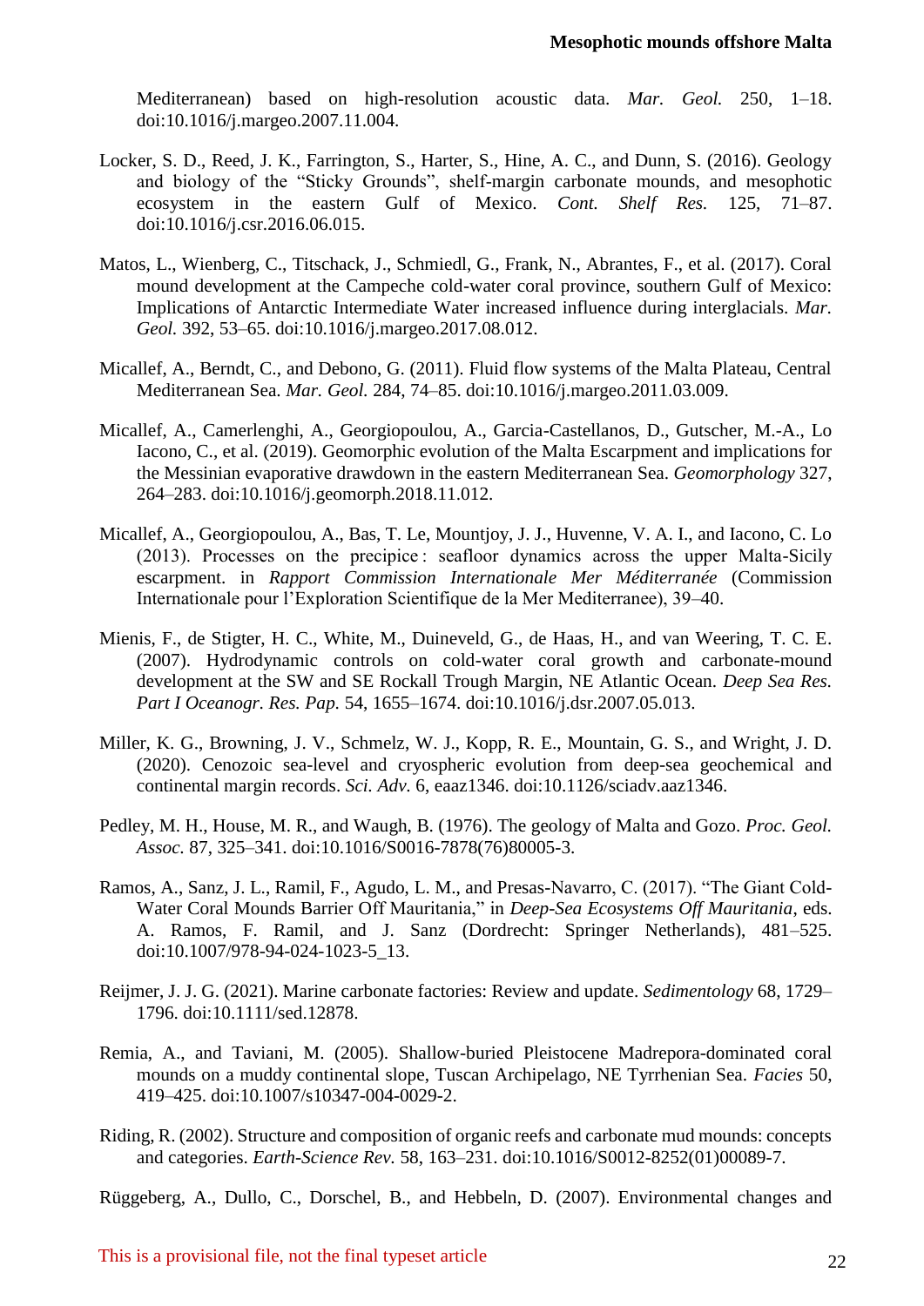Mediterranean) based on high-resolution acoustic data. *Mar. Geol.* 250, 1–18. doi:10.1016/j.margeo.2007.11.004.

Locker, S. D., Reed, J. K., Farrington, S., Harter, S., Hine, A. C., and Dunn, S. (2016). Geology and biology of the "Sticky Grounds", shelf-margin carbonate mounds, and mesophotic ecosystem in the eastern Gulf of Mexico. *Cont. Shelf Res.* 125, 71–87. doi:10.1016/j.csr.2016.06.015.

Matos, L., Wienberg, C., Titschack, J., Schmiedl, G., Frank, N., Abrantes, F., et al. (2017). Coral mound development at the Campeche cold-water coral province, southern Gulf of Mexico: Implications of Antarctic Intermediate Water increased influence during interglacials. *Mar. Geol.* 392, 53–65. doi:10.1016/j.margeo.2017.08.012.

Micallef, A., Berndt, C., and Debono, G. (2011). Fluid flow systems of the Malta Plateau, Central Mediterranean Sea. *Mar. Geol.* 284, 74–85. doi:10.1016/j.margeo.2011.03.009.

Micallef, A., Camerlenghi, A., Georgiopoulou, A., Garcia-Castellanos, D., Gutscher, M.-A., Lo Iacono, C., et al. (2019). Geomorphic evolution of the Malta Escarpment and implications for the Messinian evaporative drawdown in the eastern Mediterranean Sea. *Geomorphology* 327, 264–283. doi:10.1016/j.geomorph.2018.11.012.

Micallef, A., Georgiopoulou, A., Bas, T. Le, Mountjoy, J. J., Huvenne, V. A. I., and Iacono, C. Lo (2013). Processes on the precipice : seafloor dynamics across the upper Malta-Sicily escarpment. in *Rapport Commission Internationale Mer Méditerranée* (Commission Internationale pour l'Exploration Scientifique de la Mer Mediterranee), 39–40.

Mienis, F., de Stigter, H. C., White, M., Duineveld, G., de Haas, H., and van Weering, T. C. E. (2007). Hydrodynamic controls on cold-water coral growth and carbonate-mound development at the SW and SE Rockall Trough Margin, NE Atlantic Ocean. *Deep Sea Res. Part I Oceanogr. Res. Pap.* 54, 1655–1674. doi:10.1016/j.dsr.2007.05.013.

Miller, K. G., Browning, J. V., Schmelz, W. J., Kopp, R. E., Mountain, G. S., and Wright, J. D. (2020). Cenozoic sea-level and cryospheric evolution from deep-sea geochemical and continental margin records. *Sci. Adv.* 6, eaaz1346. doi:10.1126/sciadv.aaz1346.

Pedley, M. H., House, M. R., and Waugh, B. (1976). The geology of Malta and Gozo. *Proc. Geol. Assoc.* 87, 325–341. doi:10.1016/S0016-7878(76)80005-3.

Ramos, A., Sanz, J. L., Ramil, F., Agudo, L. M., and Presas-Navarro, C. (2017). "The Giant Cold-Water Coral Mounds Barrier Off Mauritania," in *Deep-Sea Ecosystems Off Mauritania*, eds. A. Ramos, F. Ramil, and J. Sanz (Dordrecht: Springer Netherlands), 481–525. doi:10.1007/978-94-024-1023-5_13.

Reijmer, J. J. G. (2021). Marine carbonate factories: Review and update. *Sedimentology* 68, 1729–1796. doi:10.1111/sed.12878.

Remia, A., and Taviani, M. (2005). Shallow-buried Pleistocene Madrepora-dominated coral mounds on a muddy continental slope, Tuscan Archipelago, NE Tyrrhenian Sea. *Facies* 50, 419–425. doi:10.1007/s10347-004-0029-2.

Riding, R. (2002). Structure and composition of organic reefs and carbonate mud mounds: concepts and categories. *Earth-Science Rev.* 58, 163–231. doi:10.1016/S0012-8252(01)00089-7.

Rüggeberg, A., Dullo, C., Dorschel, B., and Hebbeln, D. (2007). Environmental changes and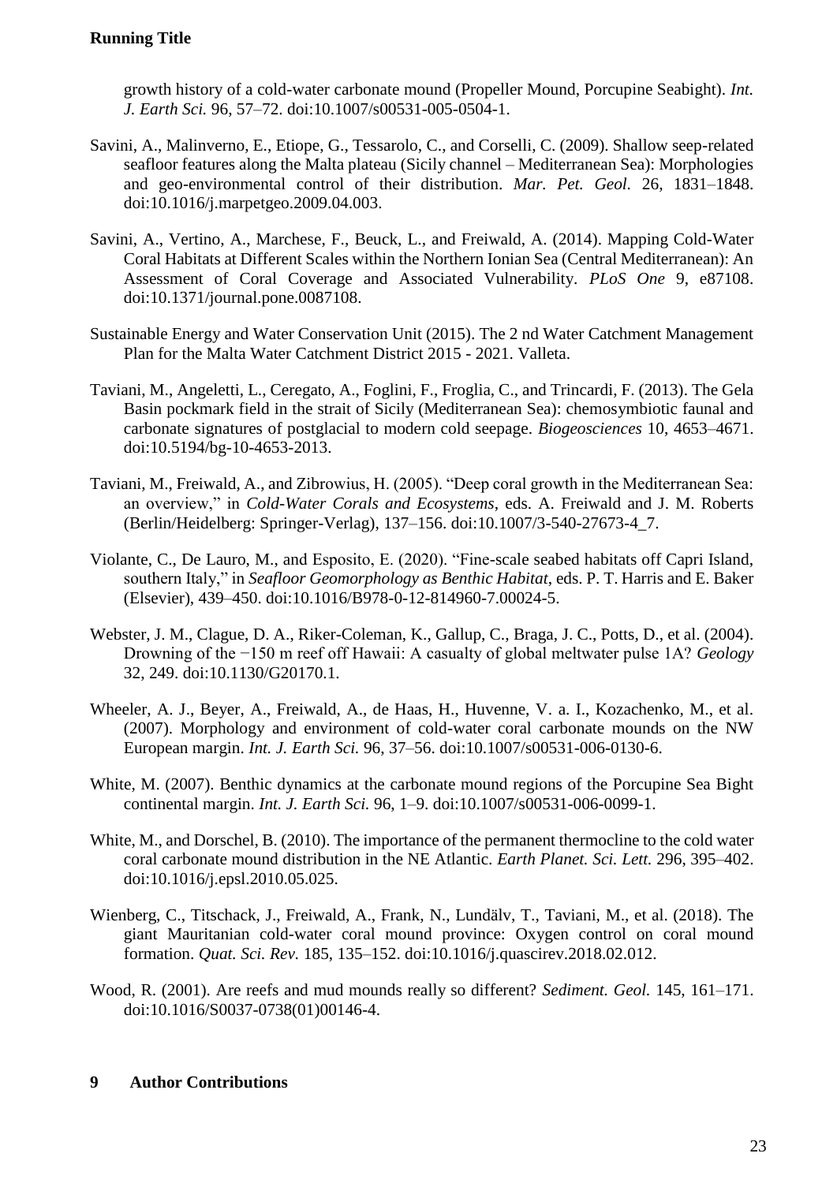growth history of a cold-water carbonate mound (Propeller Mound, Porcupine Seabight). *Int. J. Earth Sci.* 96, 57–72. doi:10.1007/s00531-005-0504-1.

Savini, A., Malinverno, E., Etiope, G., Tessarolo, C., and Corselli, C. (2009). Shallow seep-related seafloor features along the Malta plateau (Sicily channel – Mediterranean Sea): Morphologies and geo-environmental control of their distribution. *Mar. Pet. Geol.* 26, 1831–1848. doi:10.1016/j.marpetgeo.2009.04.003.

Savini, A., Vertino, A., Marchese, F., Beuck, L., and Freiwald, A. (2014). Mapping Cold-Water Coral Habitats at Different Scales within the Northern Ionian Sea (Central Mediterranean): An Assessment of Coral Coverage and Associated Vulnerability. *PLoS One* 9, e87108. doi:10.1371/journal.pone.0087108.

Sustainable Energy and Water Conservation Unit (2015). The 2 nd Water Catchment Management Plan for the Malta Water Catchment District 2015 - 2021. Valleta.

Taviani, M., Angeletti, L., Ceregato, A., Foglini, F., Froglia, C., and Trincardi, F. (2013). The Gela Basin pockmark field in the strait of Sicily (Mediterranean Sea): chemosymbiotic faunal and carbonate signatures of postglacial to modern cold seepage. *Biogeosciences* 10, 4653–4671. doi:10.5194/bg-10-4653-2013.

Taviani, M., Freiwald, A., and Zibrowius, H. (2005). "Deep coral growth in the Mediterranean Sea: an overview," in *Cold-Water Corals and Ecosystems*, eds. A. Freiwald and J. M. Roberts (Berlin/Heidelberg: Springer-Verlag), 137–156. doi:10.1007/3-540-27673-4_7.

Violante, C., De Lauro, M., and Esposito, E. (2020). "Fine-scale seabed habitats off Capri Island, southern Italy," in *Seafloor Geomorphology as Benthic Habitat*, eds. P. T. Harris and E. Baker (Elsevier), 439–450. doi:10.1016/B978-0-12-814960-7.00024-5.

Webster, J. M., Clague, D. A., Riker-Coleman, K., Gallup, C., Braga, J. C., Potts, D., et al. (2004). Drowning of the −150 m reef off Hawaii: A casualty of global meltwater pulse 1A? *Geology* 32, 249. doi:10.1130/G20170.1.

Wheeler, A. J., Beyer, A., Freiwald, A., de Haas, H., Huvenne, V. a. I., Kozachenko, M., et al. (2007). Morphology and environment of cold-water coral carbonate mounds on the NW European margin. *Int. J. Earth Sci.* 96, 37–56. doi:10.1007/s00531-006-0130-6.

White, M. (2007). Benthic dynamics at the carbonate mound regions of the Porcupine Sea Bight continental margin. *Int. J. Earth Sci.* 96, 1–9. doi:10.1007/s00531-006-0099-1.

White, M., and Dorschel, B. (2010). The importance of the permanent thermocline to the cold water coral carbonate mound distribution in the NE Atlantic. *Earth Planet. Sci. Lett.* 296, 395–402. doi:10.1016/j.epsl.2010.05.025.

Wienberg, C., Titschack, J., Freiwald, A., Frank, N., Lundälv, T., Taviani, M., et al. (2018). The giant Mauritanian cold-water coral mound province: Oxygen control on coral mound formation. *Quat. Sci. Rev.* 185, 135–152. doi:10.1016/j.quascirev.2018.02.012.

Wood, R. (2001). Are reefs and mud mounds really so different? *Sediment. Geol.* 145, 161–171. doi:10.1016/S0037-0738(01)00146-4.

## 9 Author Contributions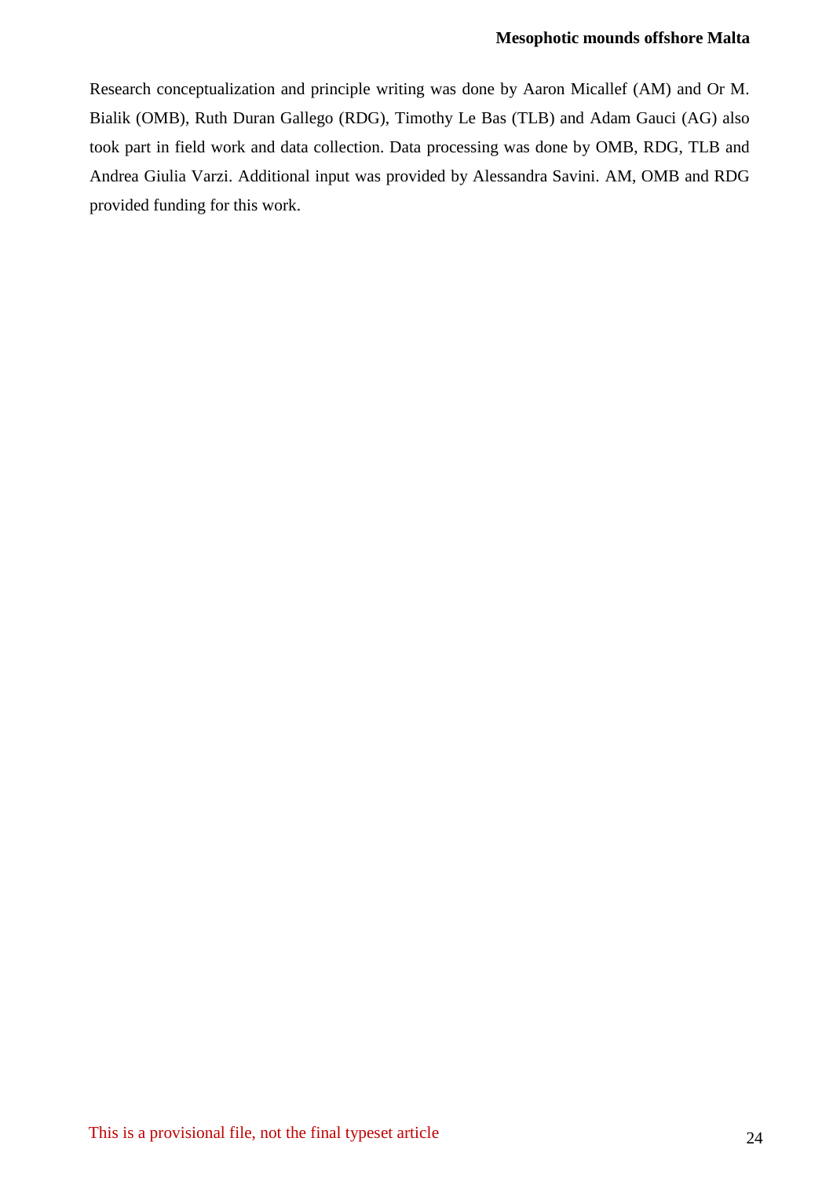Research conceptualization and principle writing was done by Aaron Micallef (AM) and Or M. Bialik (OMB), Ruth Duran Gallego (RDG), Timothy Le Bas (TLB) and Adam Gauci (AG) also took part in field work and data collection. Data processing was done by OMB, RDG, TLB and Andrea Giulia Varzi. Additional input was provided by Alessandra Savini. AM, OMB and RDG provided funding for this work.